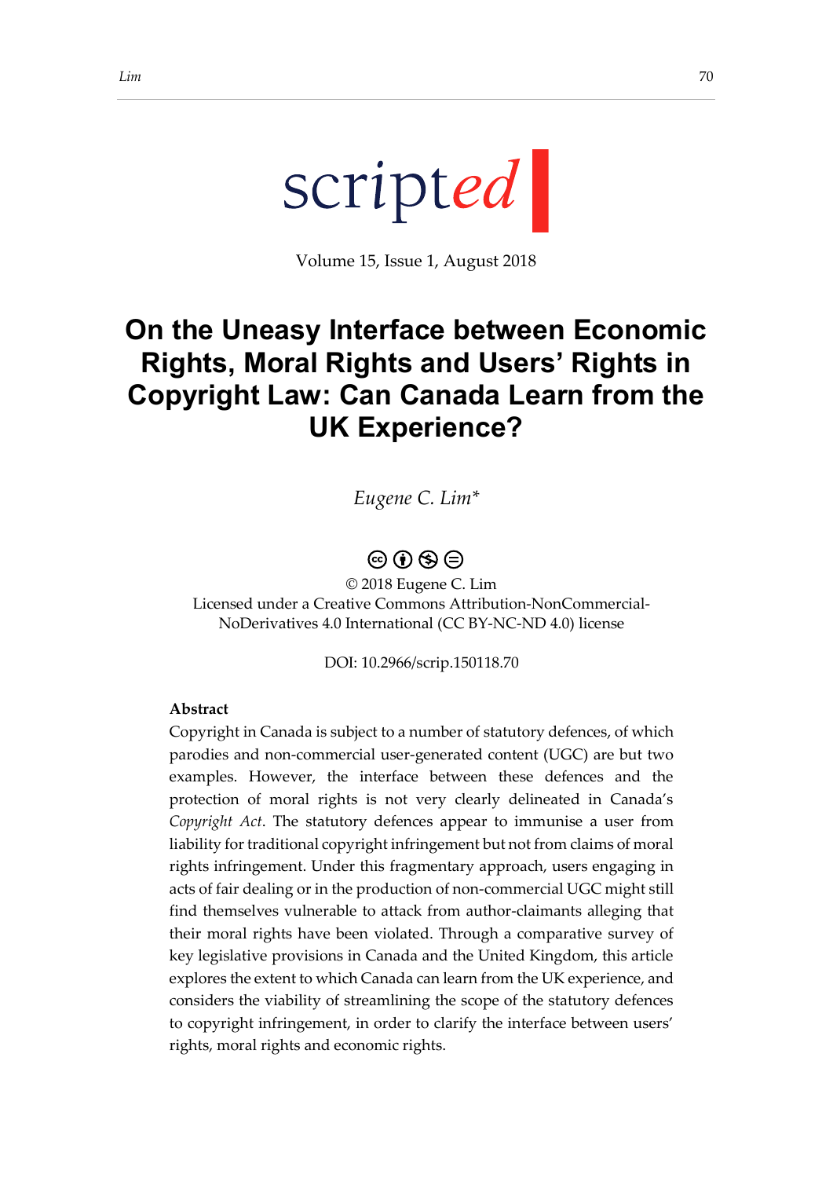scripted

Volume 15, Issue 1, August 2018

# On the Uneasy Interface between Economic Rights, Moral Rights and Users' Rights in Copyright Law: Can Canada Learn from the UK Experience?

*Eugene C. Lim\**

© 2018 Eugene C. Lim
Licensed under a Creative Commons Attribution-NonCommercial-NoDerivatives 4.0 International (CC BY-NC-ND 4.0) license

DOI: 10.2966/scrip.150118.70

**Abstract**

Copyright in Canada is subject to a number of statutory defences, of which parodies and non-commercial user-generated content (UGC) are but two examples. However, the interface between these defences and the protection of moral rights is not very clearly delineated in Canada's *Copyright Act*. The statutory defences appear to immunise a user from liability for traditional copyright infringement but not from claims of moral rights infringement. Under this fragmentary approach, users engaging in acts of fair dealing or in the production of non-commercial UGC might still find themselves vulnerable to attack from author-claimants alleging that their moral rights have been violated. Through a comparative survey of key legislative provisions in Canada and the United Kingdom, this article explores the extent to which Canada can learn from the UK experience, and considers the viability of streamlining the scope of the statutory defences to copyright infringement, in order to clarify the interface between users' rights, moral rights and economic rights.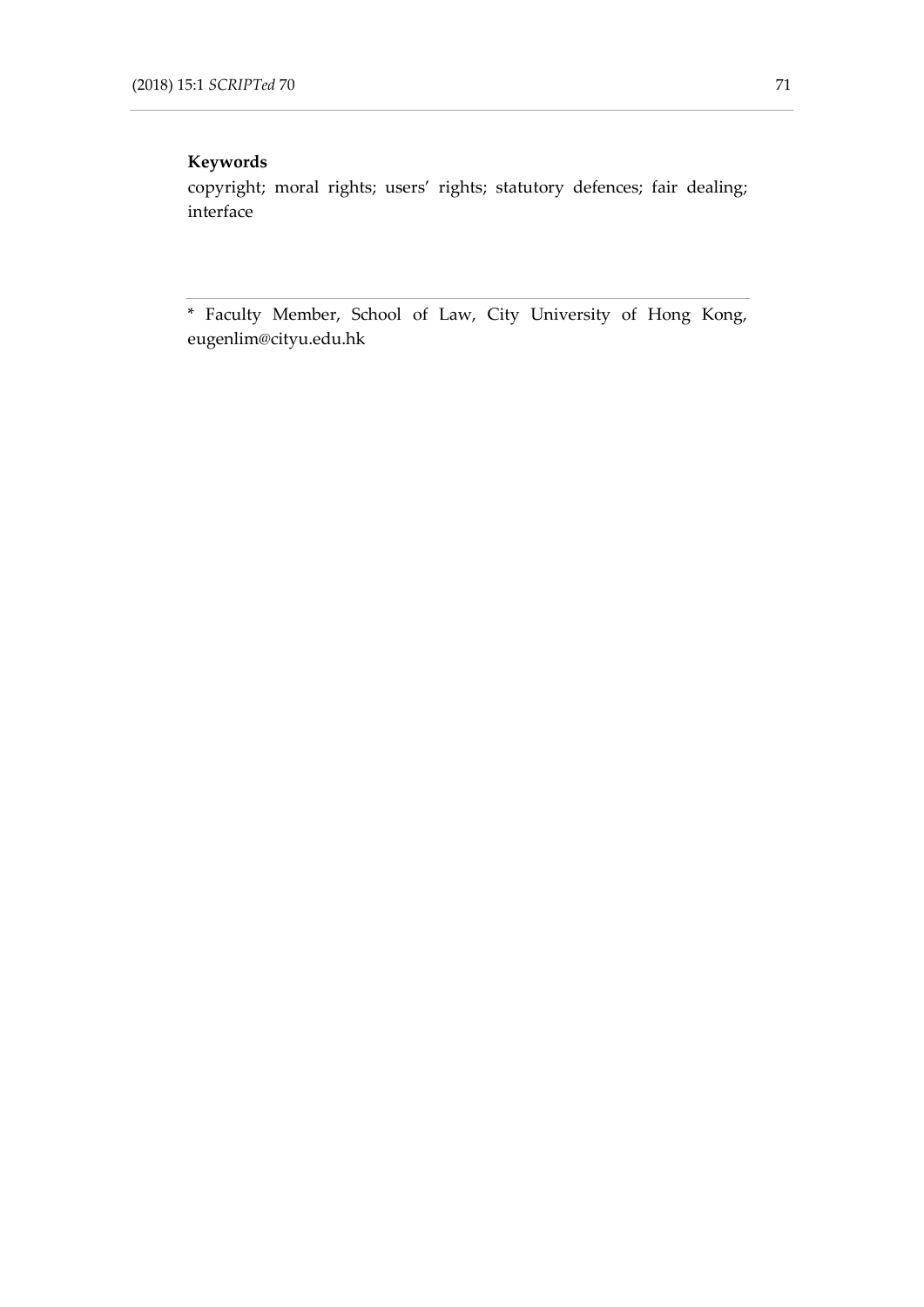**Keywords**

copyright; moral rights; users' rights; statutory defences; fair dealing; interface

---

* Faculty Member, School of Law, City University of Hong Kong, eugenlim@cityu.edu.hk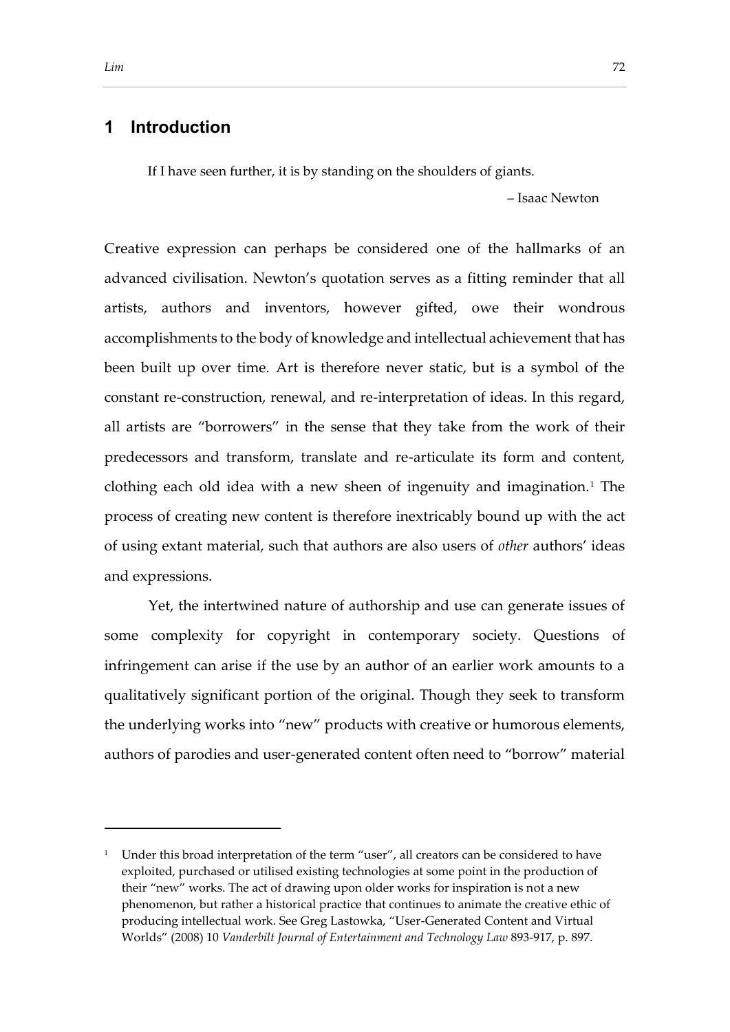# 1 Introduction

> If I have seen further, it is by standing on the shoulders of giants.
>
> – Isaac Newton

Creative expression can perhaps be considered one of the hallmarks of an advanced civilisation. Newton's quotation serves as a fitting reminder that all artists, authors and inventors, however gifted, owe their wondrous accomplishments to the body of knowledge and intellectual achievement that has been built up over time. Art is therefore never static, but is a symbol of the constant re-construction, renewal, and re-interpretation of ideas. In this regard, all artists are "borrowers" in the sense that they take from the work of their predecessors and transform, translate and re-articulate its form and content, clothing each old idea with a new sheen of ingenuity and imagination.[1] The process of creating new content is therefore inextricably bound up with the act of using extant material, such that authors are also users of *other* authors' ideas and expressions.

Yet, the intertwined nature of authorship and use can generate issues of some complexity for copyright in contemporary society. Questions of infringement can arise if the use by an author of an earlier work amounts to a qualitatively significant portion of the original. Though they seek to transform the underlying works into "new" products with creative or humorous elements, authors of parodies and user-generated content often need to "borrow" material

---

[1] Under this broad interpretation of the term "user", all creators can be considered to have exploited, purchased or utilised existing technologies at some point in the production of their "new" works. The act of drawing upon older works for inspiration is not a new phenomenon, but rather a historical practice that continues to animate the creative ethic of producing intellectual work. See Greg Lastowka, "User-Generated Content and Virtual Worlds" (2008) 10 *Vanderbilt Journal of Entertainment and Technology Law* 893-917, p. 897.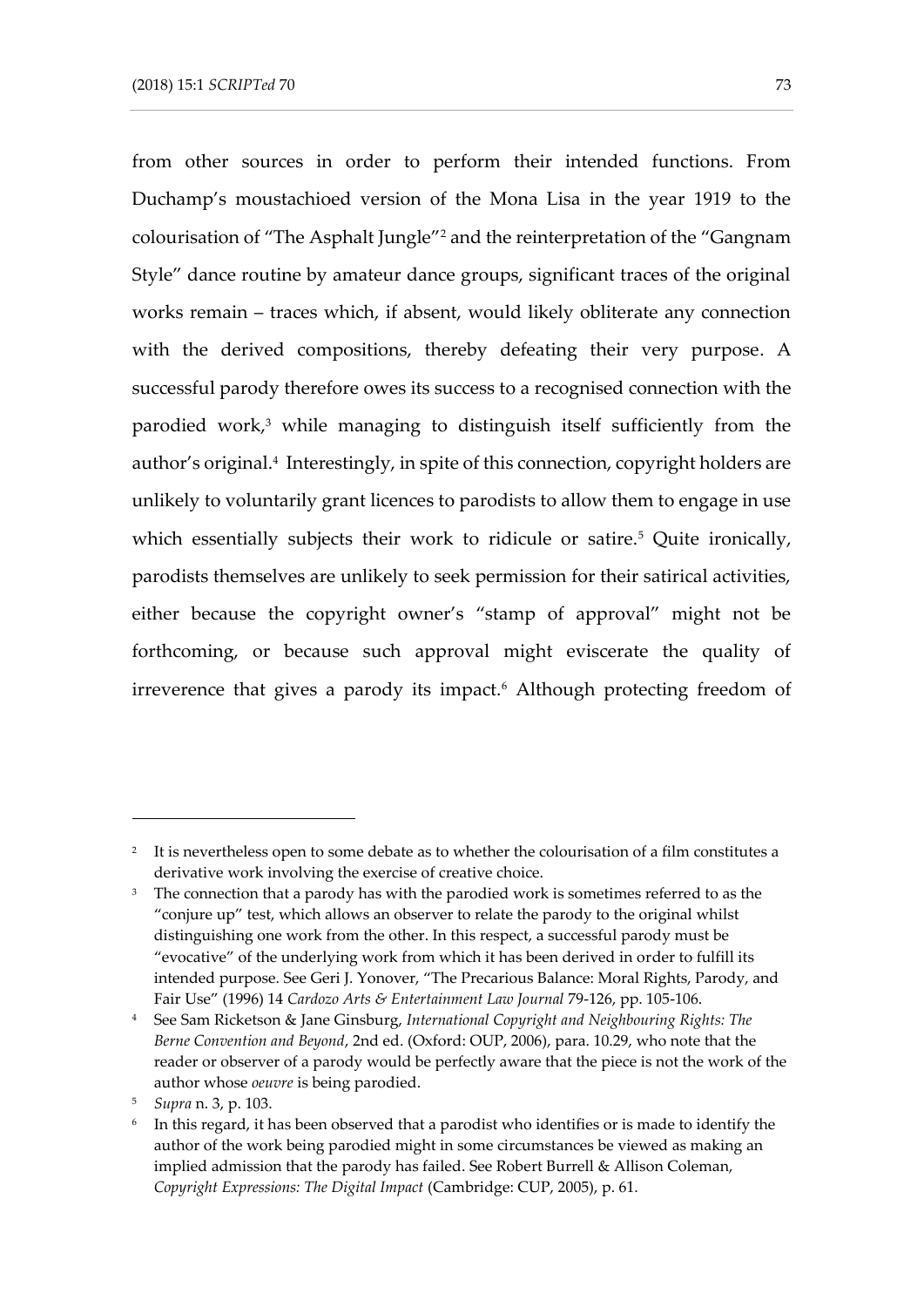from other sources in order to perform their intended functions. From Duchamp's moustachioed version of the Mona Lisa in the year 1919 to the colourisation of "The Asphalt Jungle"[2] and the reinterpretation of the "Gangnam Style" dance routine by amateur dance groups, significant traces of the original works remain – traces which, if absent, would likely obliterate any connection with the derived compositions, thereby defeating their very purpose. A successful parody therefore owes its success to a recognised connection with the parodied work,[3] while managing to distinguish itself sufficiently from the author's original.[4] Interestingly, in spite of this connection, copyright holders are unlikely to voluntarily grant licences to parodists to allow them to engage in use which essentially subjects their work to ridicule or satire.[5] Quite ironically, parodists themselves are unlikely to seek permission for their satirical activities, either because the copyright owner's "stamp of approval" might not be forthcoming, or because such approval might eviscerate the quality of irreverence that gives a parody its impact.[6] Although protecting freedom of

---

[2] It is nevertheless open to some debate as to whether the colourisation of a film constitutes a derivative work involving the exercise of creative choice.

[3] The connection that a parody has with the parodied work is sometimes referred to as the "conjure up" test, which allows an observer to relate the parody to the original whilst distinguishing one work from the other. In this respect, a successful parody must be "evocative" of the underlying work from which it has been derived in order to fulfill its intended purpose. See Geri J. Yonover, "The Precarious Balance: Moral Rights, Parody, and Fair Use" (1996) 14 *Cardozo Arts & Entertainment Law Journal* 79-126, pp. 105-106.

[4] See Sam Ricketson & Jane Ginsburg, *International Copyright and Neighbouring Rights: The Berne Convention and Beyond*, 2nd ed. (Oxford: OUP, 2006), para. 10.29, who note that the reader or observer of a parody would be perfectly aware that the piece is not the work of the author whose *oeuvre* is being parodied.

[5] *Supra* n. 3, p. 103.

[6] In this regard, it has been observed that a parodist who identifies or is made to identify the author of the work being parodied might in some circumstances be viewed as making an implied admission that the parody has failed. See Robert Burrell & Allison Coleman, *Copyright Expressions: The Digital Impact* (Cambridge: CUP, 2005), p. 61.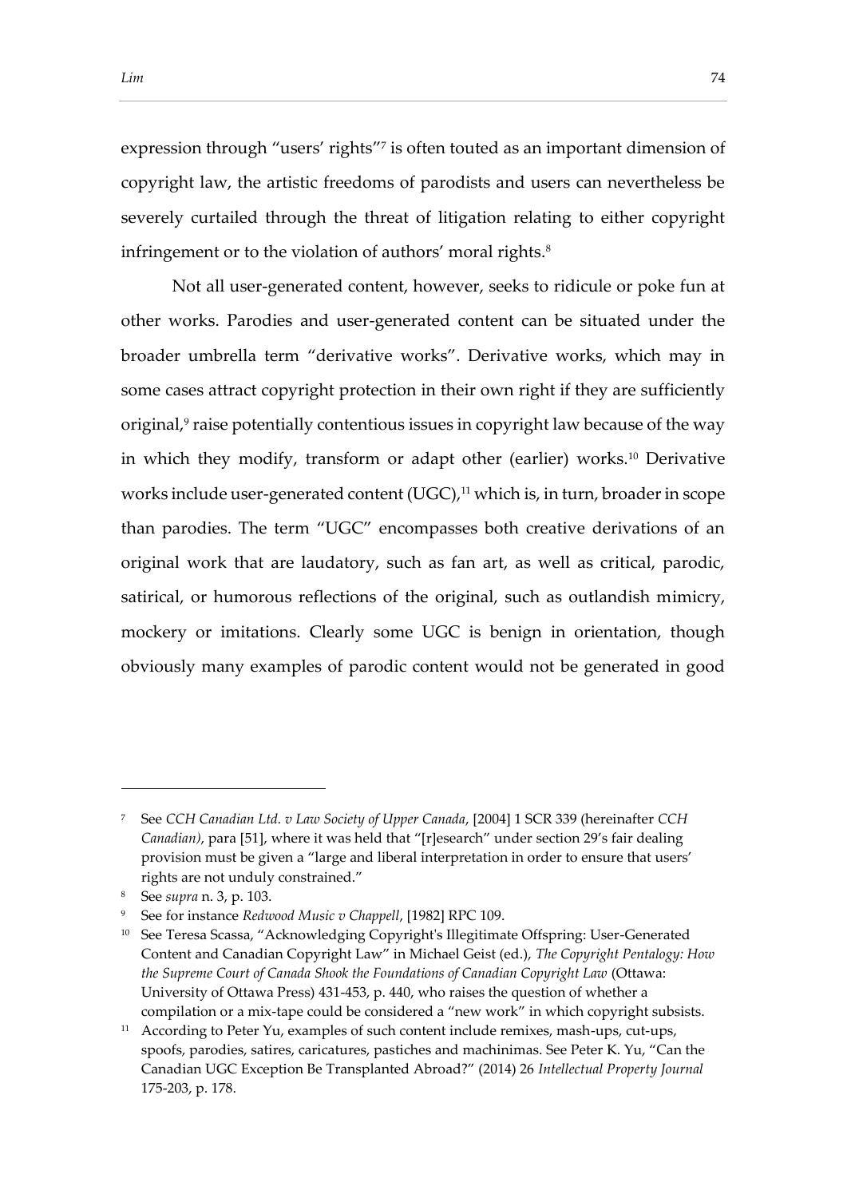expression through "users' rights"[7] is often touted as an important dimension of copyright law, the artistic freedoms of parodists and users can nevertheless be severely curtailed through the threat of litigation relating to either copyright infringement or to the violation of authors' moral rights.[8]

Not all user-generated content, however, seeks to ridicule or poke fun at other works. Parodies and user-generated content can be situated under the broader umbrella term "derivative works". Derivative works, which may in some cases attract copyright protection in their own right if they are sufficiently original,[9] raise potentially contentious issues in copyright law because of the way in which they modify, transform or adapt other (earlier) works.[10] Derivative works include user-generated content (UGC),[11] which is, in turn, broader in scope than parodies. The term "UGC" encompasses both creative derivations of an original work that are laudatory, such as fan art, as well as critical, parodic, satirical, or humorous reflections of the original, such as outlandish mimicry, mockery or imitations. Clearly some UGC is benign in orientation, though obviously many examples of parodic content would not be generated in good

---

[7] See *CCH Canadian Ltd. v Law Society of Upper Canada*, [2004] 1 SCR 339 (hereinafter *CCH Canadian)*, para [51], where it was held that "[r]esearch" under section 29's fair dealing provision must be given a "large and liberal interpretation in order to ensure that users' rights are not unduly constrained."

[8] See *supra* n. 3, p. 103.

[9] See for instance *Redwood Music v Chappell*, [1982] RPC 109.

[10] See Teresa Scassa, "Acknowledging Copyright's Illegitimate Offspring: User-Generated Content and Canadian Copyright Law" in Michael Geist (ed.), *The Copyright Pentalogy: How the Supreme Court of Canada Shook the Foundations of Canadian Copyright Law* (Ottawa: University of Ottawa Press) 431-453, p. 440, who raises the question of whether a compilation or a mix-tape could be considered a "new work" in which copyright subsists.

[11] According to Peter Yu, examples of such content include remixes, mash-ups, cut-ups, spoofs, parodies, satires, caricatures, pastiches and machinimas. See Peter K. Yu, "Can the Canadian UGC Exception Be Transplanted Abroad?" (2014) 26 *Intellectual Property Journal* 175-203, p. 178.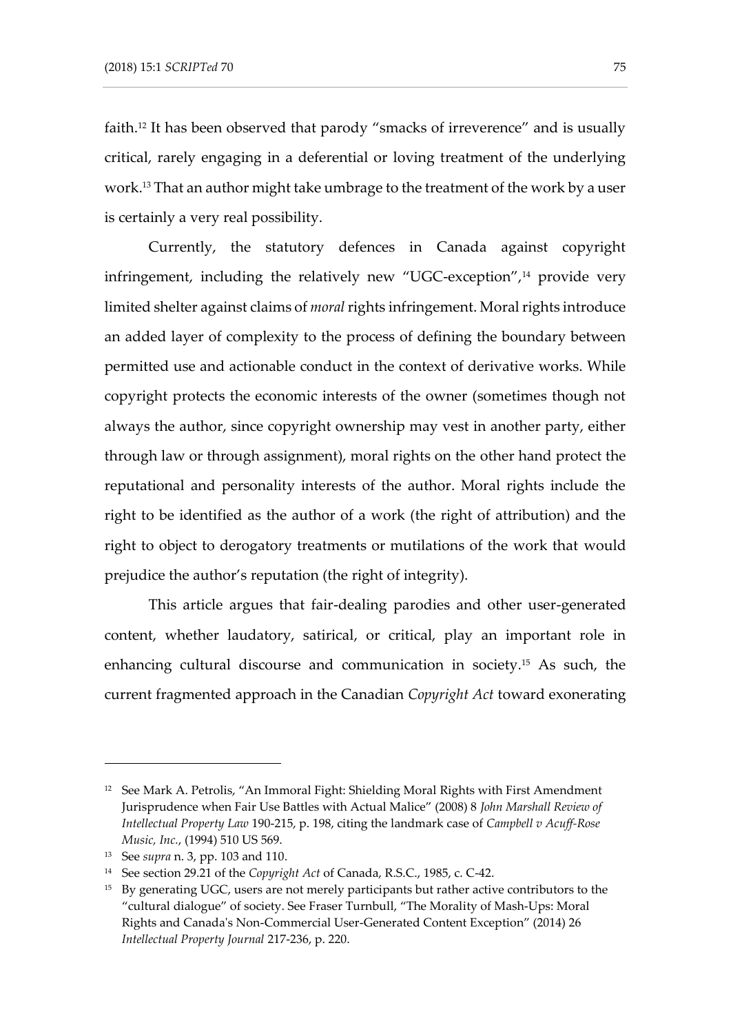faith.[12] It has been observed that parody "smacks of irreverence" and is usually critical, rarely engaging in a deferential or loving treatment of the underlying work.[13] That an author might take umbrage to the treatment of the work by a user is certainly a very real possibility.

Currently, the statutory defences in Canada against copyright infringement, including the relatively new "UGC-exception",[14] provide very limited shelter against claims of *moral* rights infringement. Moral rights introduce an added layer of complexity to the process of defining the boundary between permitted use and actionable conduct in the context of derivative works. While copyright protects the economic interests of the owner (sometimes though not always the author, since copyright ownership may vest in another party, either through law or through assignment), moral rights on the other hand protect the reputational and personality interests of the author. Moral rights include the right to be identified as the author of a work (the right of attribution) and the right to object to derogatory treatments or mutilations of the work that would prejudice the author's reputation (the right of integrity).

This article argues that fair-dealing parodies and other user-generated content, whether laudatory, satirical, or critical, play an important role in enhancing cultural discourse and communication in society.[15] As such, the current fragmented approach in the Canadian *Copyright Act* toward exonerating

---

[12] See Mark A. Petrolis, "An Immoral Fight: Shielding Moral Rights with First Amendment Jurisprudence when Fair Use Battles with Actual Malice" (2008) 8 *John Marshall Review of Intellectual Property Law* 190-215, p. 198, citing the landmark case of *Campbell v Acuff-Rose Music, Inc.*, (1994) 510 US 569.

[13] See *supra* n. 3, pp. 103 and 110.

[14] See section 29.21 of the *Copyright Act* of Canada, R.S.C., 1985, c. C-42.

[15] By generating UGC, users are not merely participants but rather active contributors to the "cultural dialogue" of society. See Fraser Turnbull, "The Morality of Mash-Ups: Moral Rights and Canada's Non-Commercial User-Generated Content Exception" (2014) 26 *Intellectual Property Journal* 217-236, p. 220.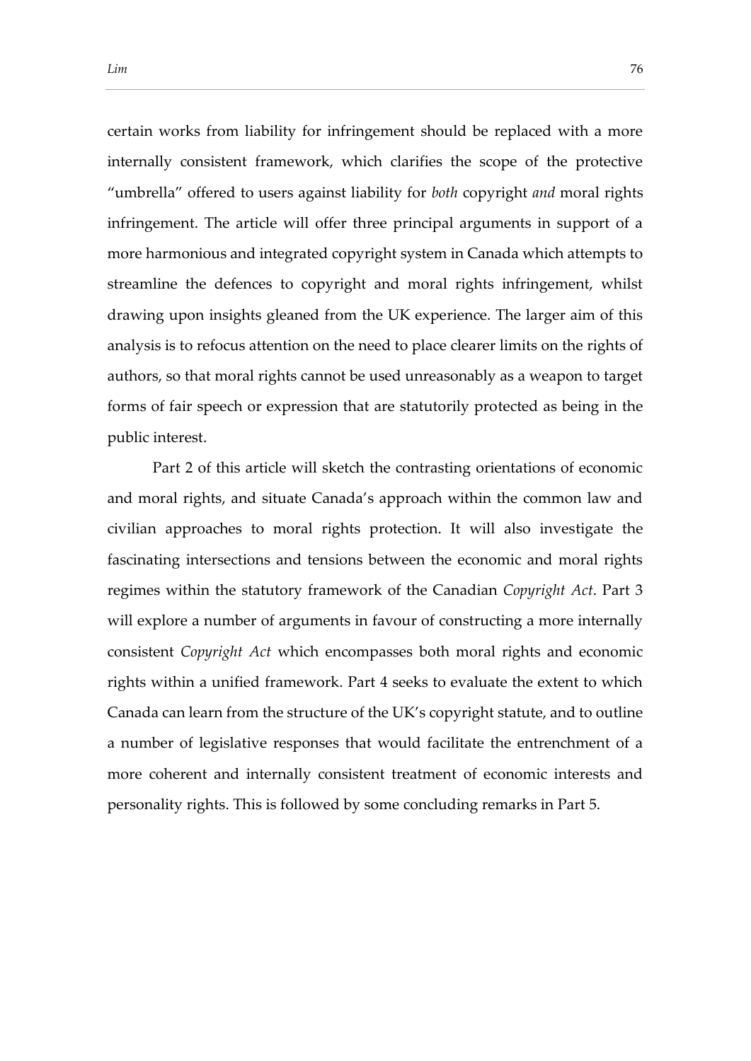certain works from liability for infringement should be replaced with a more internally consistent framework, which clarifies the scope of the protective "umbrella" offered to users against liability for *both* copyright *and* moral rights infringement. The article will offer three principal arguments in support of a more harmonious and integrated copyright system in Canada which attempts to streamline the defences to copyright and moral rights infringement, whilst drawing upon insights gleaned from the UK experience. The larger aim of this analysis is to refocus attention on the need to place clearer limits on the rights of authors, so that moral rights cannot be used unreasonably as a weapon to target forms of fair speech or expression that are statutorily protected as being in the public interest.

Part 2 of this article will sketch the contrasting orientations of economic and moral rights, and situate Canada's approach within the common law and civilian approaches to moral rights protection. It will also investigate the fascinating intersections and tensions between the economic and moral rights regimes within the statutory framework of the Canadian *Copyright Act*. Part 3 will explore a number of arguments in favour of constructing a more internally consistent *Copyright Act* which encompasses both moral rights and economic rights within a unified framework. Part 4 seeks to evaluate the extent to which Canada can learn from the structure of the UK's copyright statute, and to outline a number of legislative responses that would facilitate the entrenchment of a more coherent and internally consistent treatment of economic interests and personality rights. This is followed by some concluding remarks in Part 5.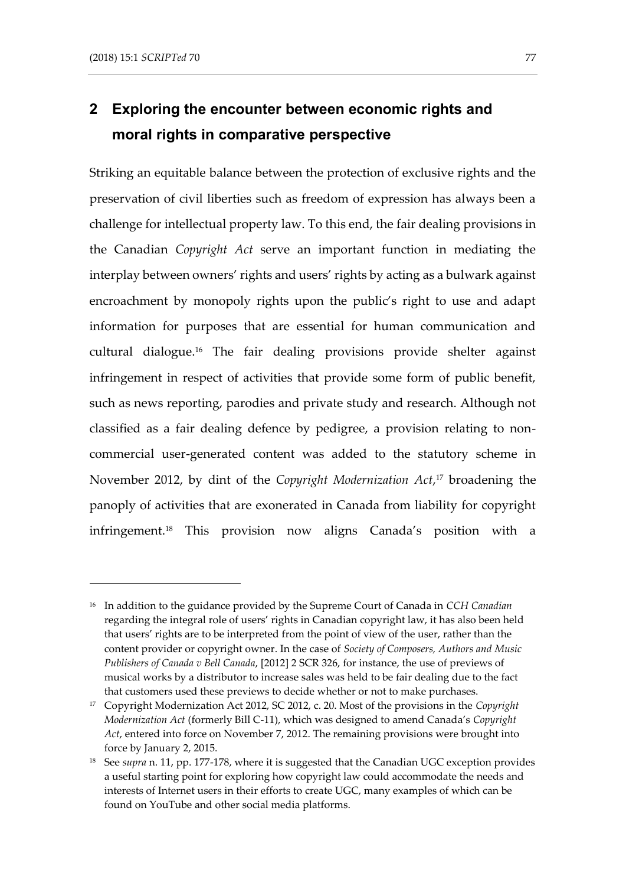## 2 Exploring the encounter between economic rights and moral rights in comparative perspective

Striking an equitable balance between the protection of exclusive rights and the preservation of civil liberties such as freedom of expression has always been a challenge for intellectual property law. To this end, the fair dealing provisions in the Canadian *Copyright Act* serve an important function in mediating the interplay between owners' rights and users' rights by acting as a bulwark against encroachment by monopoly rights upon the public's right to use and adapt information for purposes that are essential for human communication and cultural dialogue.[16] The fair dealing provisions provide shelter against infringement in respect of activities that provide some form of public benefit, such as news reporting, parodies and private study and research. Although not classified as a fair dealing defence by pedigree, a provision relating to non-commercial user-generated content was added to the statutory scheme in November 2012, by dint of the *Copyright Modernization Act*,[17] broadening the panoply of activities that are exonerated in Canada from liability for copyright infringement.[18] This provision now aligns Canada's position with a

[16] In addition to the guidance provided by the Supreme Court of Canada in *CCH Canadian* regarding the integral role of users' rights in Canadian copyright law, it has also been held that users' rights are to be interpreted from the point of view of the user, rather than the content provider or copyright owner. In the case of *Society of Composers, Authors and Music Publishers of Canada v Bell Canada*, [2012] 2 SCR 326, for instance, the use of previews of musical works by a distributor to increase sales was held to be fair dealing due to the fact that customers used these previews to decide whether or not to make purchases.

[17] Copyright Modernization Act 2012, SC 2012, c. 20. Most of the provisions in the *Copyright Modernization Act* (formerly Bill C-11), which was designed to amend Canada's *Copyright Act*, entered into force on November 7, 2012. The remaining provisions were brought into force by January 2, 2015.

[18] See *supra* n. 11, pp. 177-178, where it is suggested that the Canadian UGC exception provides a useful starting point for exploring how copyright law could accommodate the needs and interests of Internet users in their efforts to create UGC, many examples of which can be found on YouTube and other social media platforms.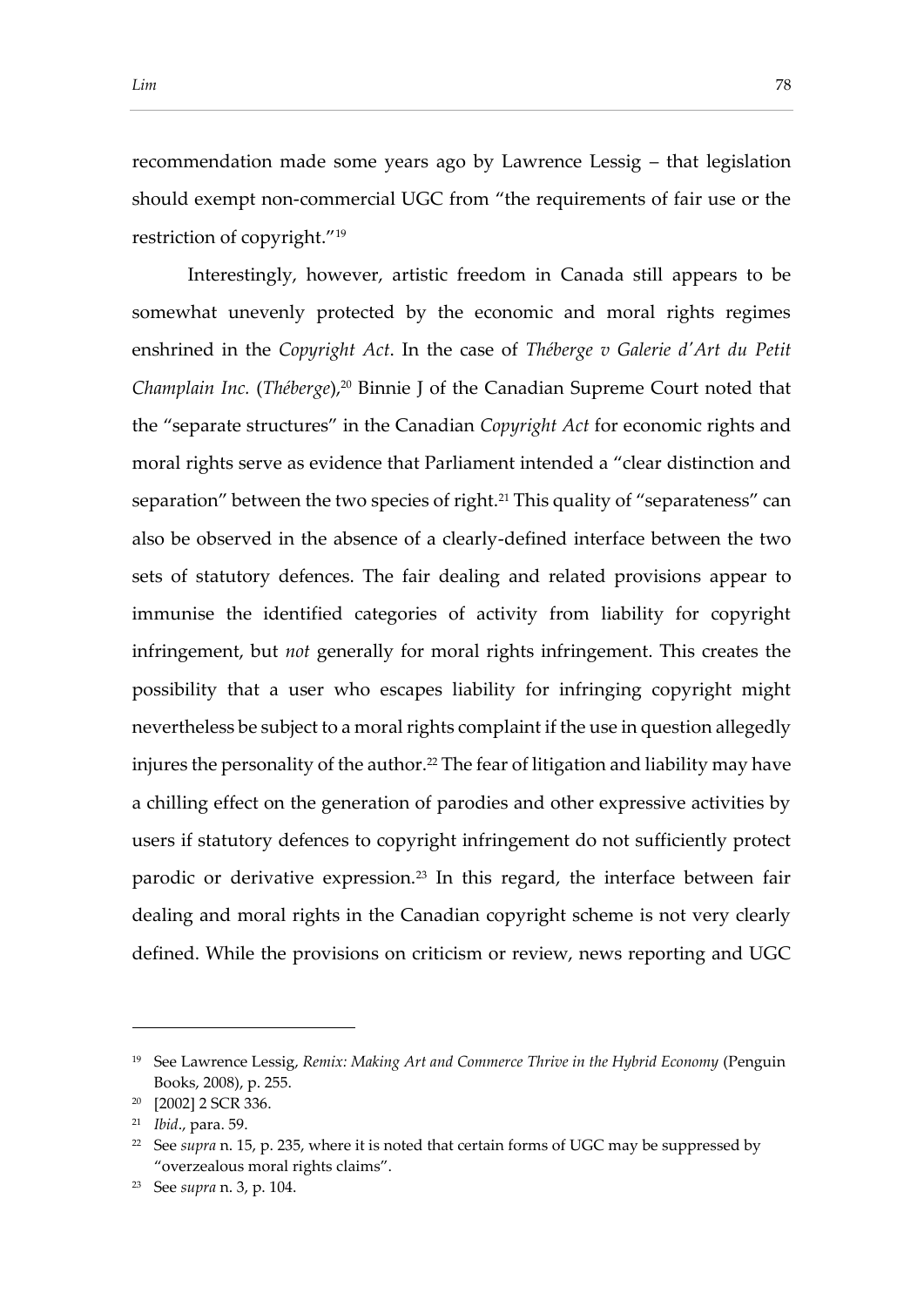recommendation made some years ago by Lawrence Lessig – that legislation should exempt non-commercial UGC from "the requirements of fair use or the restriction of copyright."[19]

Interestingly, however, artistic freedom in Canada still appears to be somewhat unevenly protected by the economic and moral rights regimes enshrined in the *Copyright Act*. In the case of *Théberge v Galerie d'Art du Petit Champlain Inc.* (*Théberge*),[20] Binnie J of the Canadian Supreme Court noted that the "separate structures" in the Canadian *Copyright Act* for economic rights and moral rights serve as evidence that Parliament intended a "clear distinction and separation" between the two species of right.[21] This quality of "separateness" can also be observed in the absence of a clearly-defined interface between the two sets of statutory defences. The fair dealing and related provisions appear to immunise the identified categories of activity from liability for copyright infringement, but *not* generally for moral rights infringement. This creates the possibility that a user who escapes liability for infringing copyright might nevertheless be subject to a moral rights complaint if the use in question allegedly injures the personality of the author.[22] The fear of litigation and liability may have a chilling effect on the generation of parodies and other expressive activities by users if statutory defences to copyright infringement do not sufficiently protect parodic or derivative expression.[23] In this regard, the interface between fair dealing and moral rights in the Canadian copyright scheme is not very clearly defined. While the provisions on criticism or review, news reporting and UGC

---

[19] See Lawrence Lessig, *Remix: Making Art and Commerce Thrive in the Hybrid Economy* (Penguin Books, 2008), p. 255.

[20] [2002] 2 SCR 336.

[21] *Ibid*., para. 59.

[22] See *supra* n. 15, p. 235, where it is noted that certain forms of UGC may be suppressed by "overzealous moral rights claims".

[23] See *supra* n. 3, p. 104.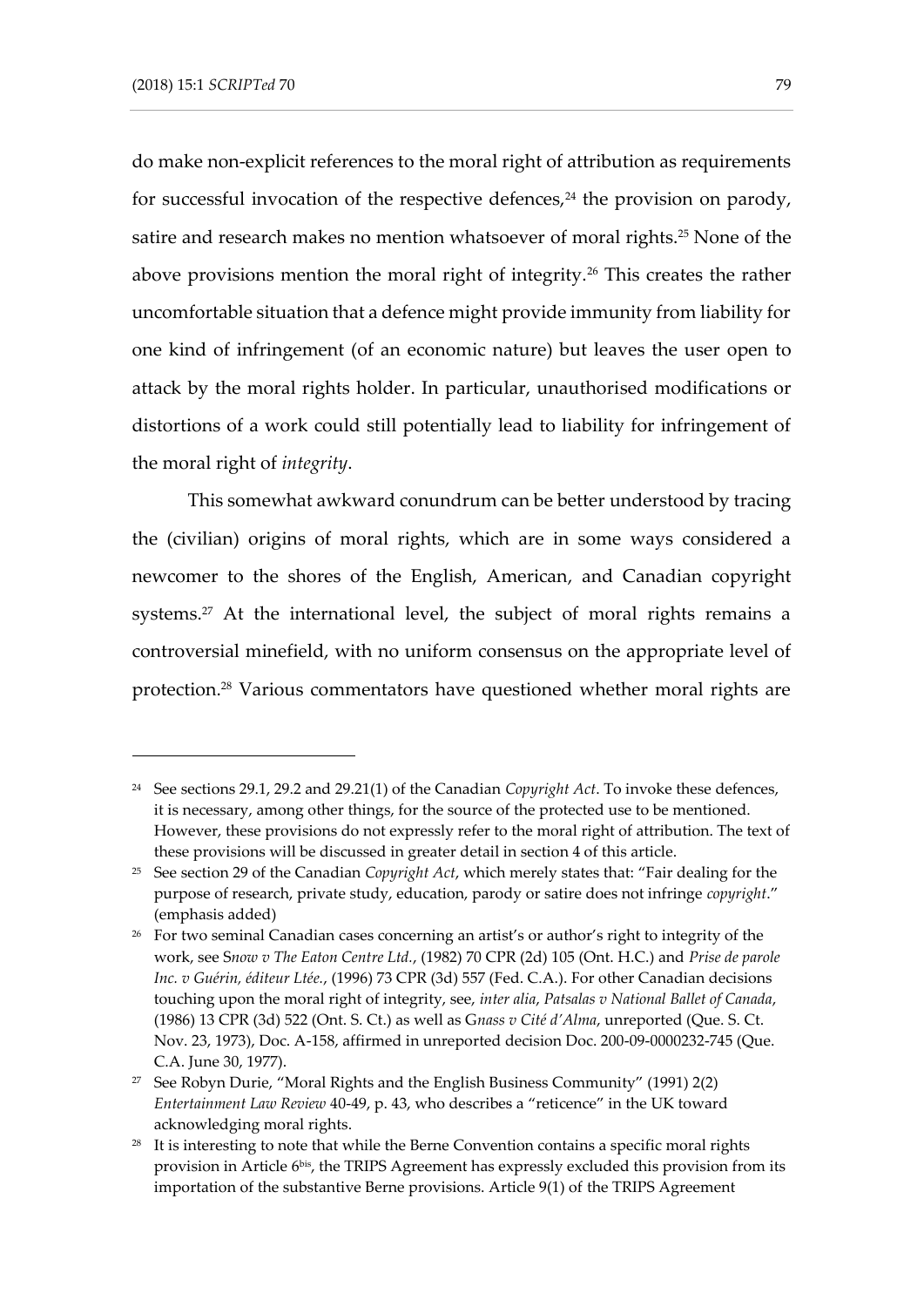do make non-explicit references to the moral right of attribution as requirements for successful invocation of the respective defences,[24] the provision on parody, satire and research makes no mention whatsoever of moral rights.[25] None of the above provisions mention the moral right of integrity.[26] This creates the rather uncomfortable situation that a defence might provide immunity from liability for one kind of infringement (of an economic nature) but leaves the user open to attack by the moral rights holder. In particular, unauthorised modifications or distortions of a work could still potentially lead to liability for infringement of the moral right of *integrity*.

This somewhat awkward conundrum can be better understood by tracing the (civilian) origins of moral rights, which are in some ways considered a newcomer to the shores of the English, American, and Canadian copyright systems.[27] At the international level, the subject of moral rights remains a controversial minefield, with no uniform consensus on the appropriate level of protection.[28] Various commentators have questioned whether moral rights are

---

[24] See sections 29.1, 29.2 and 29.21(1) of the Canadian *Copyright Act*. To invoke these defences, it is necessary, among other things, for the source of the protected use to be mentioned. However, these provisions do not expressly refer to the moral right of attribution. The text of these provisions will be discussed in greater detail in section 4 of this article.

[25] See section 29 of the Canadian *Copyright Act*, which merely states that: "Fair dealing for the purpose of research, private study, education, parody or satire does not infringe *copyright*." (emphasis added)

[26] For two seminal Canadian cases concerning an artist's or author's right to integrity of the work, see *Snow v The Eaton Centre Ltd.*, (1982) 70 CPR (2d) 105 (Ont. H.C.) and *Prise de parole Inc. v Guérin, éditeur Ltée.*, (1996) 73 CPR (3d) 557 (Fed. C.A.). For other Canadian decisions touching upon the moral right of integrity, see, *inter alia*, *Patsalas v National Ballet of Canada*, (1986) 13 CPR (3d) 522 (Ont. S. Ct.) as well as *Gnass v Cité d'Alma*, unreported (Que. S. Ct. Nov. 23, 1973), Doc. A-158, affirmed in unreported decision Doc. 200-09-0000232-745 (Que. C.A. June 30, 1977).

[27] See Robyn Durie, "Moral Rights and the English Business Community" (1991) 2(2) *Entertainment Law Review* 40-49, p. 43, who describes a "reticence" in the UK toward acknowledging moral rights.

[28] It is interesting to note that while the Berne Convention contains a specific moral rights provision in Article 6[bis], the TRIPS Agreement has expressly excluded this provision from its importation of the substantive Berne provisions. Article 9(1) of the TRIPS Agreement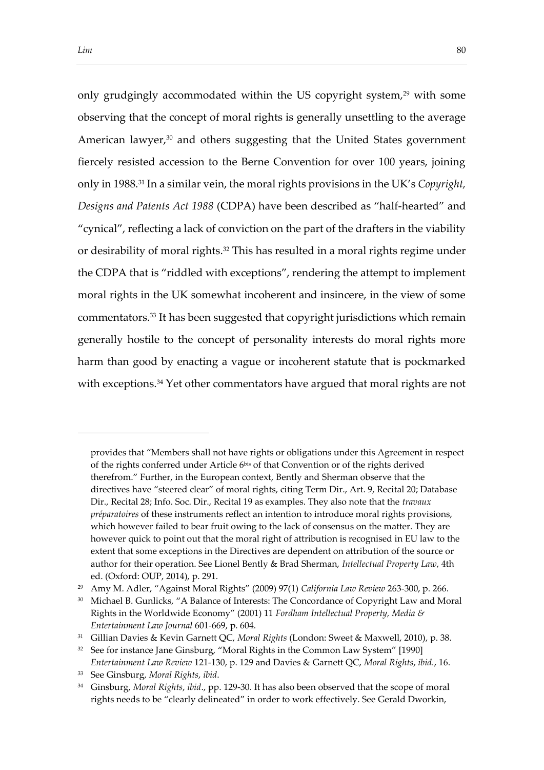only grudgingly accommodated within the US copyright system,[29] with some observing that the concept of moral rights is generally unsettling to the average American lawyer,[30] and others suggesting that the United States government fiercely resisted accession to the Berne Convention for over 100 years, joining only in 1988.[31] In a similar vein, the moral rights provisions in the UK's *Copyright, Designs and Patents Act 1988* (CDPA) have been described as "half-hearted" and "cynical", reflecting a lack of conviction on the part of the drafters in the viability or desirability of moral rights.[32] This has resulted in a moral rights regime under the CDPA that is "riddled with exceptions", rendering the attempt to implement moral rights in the UK somewhat incoherent and insincere, in the view of some commentators.[33] It has been suggested that copyright jurisdictions which remain generally hostile to the concept of personality interests do moral rights more harm than good by enacting a vague or incoherent statute that is pockmarked with exceptions.[34] Yet other commentators have argued that moral rights are not

---

provides that "Members shall not have rights or obligations under this Agreement in respect of the rights conferred under Article 6*bis* of that Convention or of the rights derived therefrom." Further, in the European context, Bently and Sherman observe that the directives have "steered clear" of moral rights, citing Term Dir., Art. 9, Recital 20; Database Dir., Recital 28; Info. Soc. Dir., Recital 19 as examples. They also note that the *travaux préparatoires* of these instruments reflect an intention to introduce moral rights provisions, which however failed to bear fruit owing to the lack of consensus on the matter. They are however quick to point out that the moral right of attribution is recognised in EU law to the extent that some exceptions in the Directives are dependent on attribution of the source or author for their operation. See Lionel Bently & Brad Sherman, *Intellectual Property Law*, 4th ed. (Oxford: OUP, 2014), p. 291.

[29] Amy M. Adler, "Against Moral Rights" (2009) 97(1) *California Law Review* 263-300, p. 266.

[30] Michael B. Gunlicks, "A Balance of Interests: The Concordance of Copyright Law and Moral Rights in the Worldwide Economy" (2001) 11 *Fordham Intellectual Property, Media & Entertainment Law Journal* 601-669, p. 604.

[31] Gillian Davies & Kevin Garnett QC, *Moral Rights* (London: Sweet & Maxwell, 2010), p. 38.

[32] See for instance Jane Ginsburg, "Moral Rights in the Common Law System" [1990] *Entertainment Law Review* 121-130, p. 129 and Davies & Garnett QC, *Moral Rights*, *ibid*., 16.

[33] See Ginsburg, *Moral Rights*, *ibid*.

[34] Ginsburg, *Moral Rights*, *ibid*., pp. 129-30. It has also been observed that the scope of moral rights needs to be "clearly delineated" in order to work effectively. See Gerald Dworkin,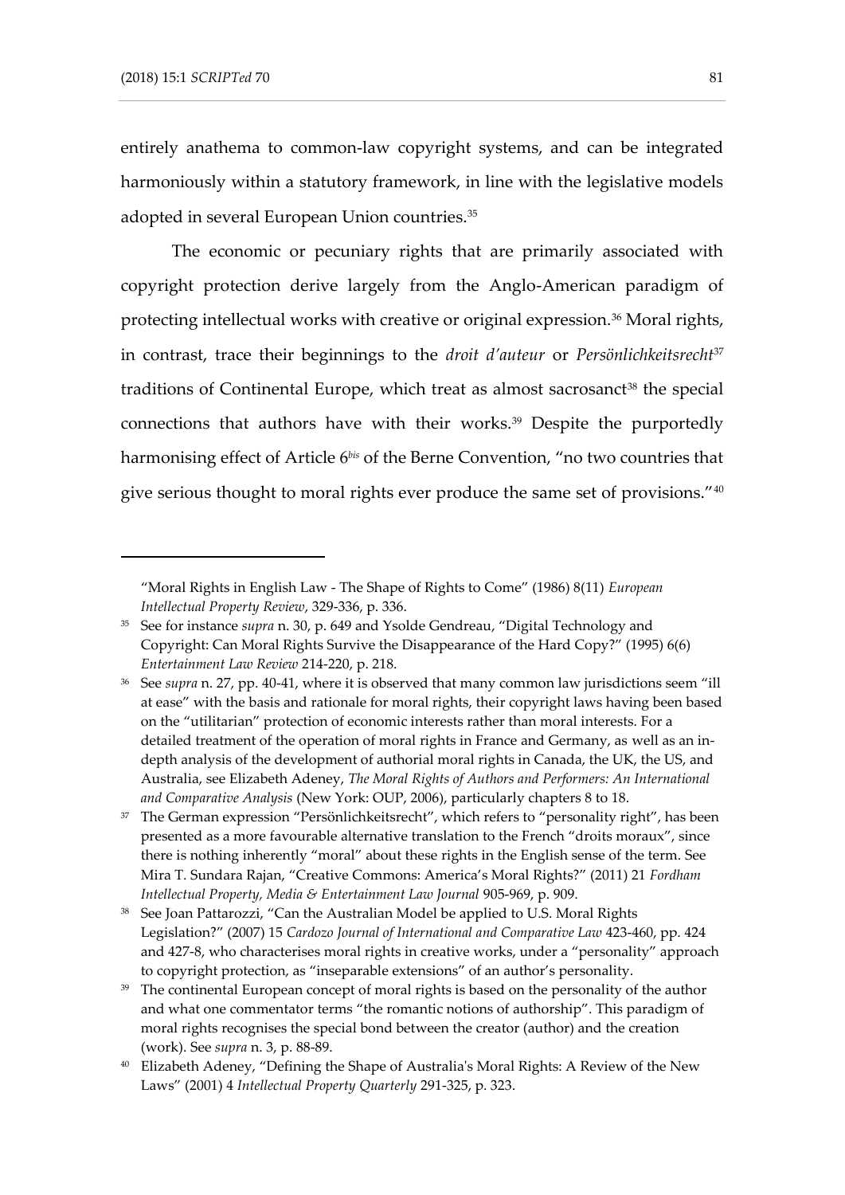entirely anathema to common-law copyright systems, and can be integrated harmoniously within a statutory framework, in line with the legislative models adopted in several European Union countries.[35]

The economic or pecuniary rights that are primarily associated with copyright protection derive largely from the Anglo-American paradigm of protecting intellectual works with creative or original expression.[36] Moral rights, in contrast, trace their beginnings to the *droit d'auteur* or *Persönlichkeitsrecht*[37] traditions of Continental Europe, which treat as almost sacrosanct[38] the special connections that authors have with their works.[39] Despite the purportedly harmonising effect of Article 6*bis* of the Berne Convention, "no two countries that give serious thought to moral rights ever produce the same set of provisions."[40]

---

"Moral Rights in English Law - The Shape of Rights to Come" (1986) 8(11) *European Intellectual Property Review*, 329-336, p. 336.

[35] See for instance *supra* n. 30, p. 649 and Ysolde Gendreau, "Digital Technology and Copyright: Can Moral Rights Survive the Disappearance of the Hard Copy?" (1995) 6(6) *Entertainment Law Review* 214-220, p. 218.

[36] See *supra* n. 27, pp. 40-41, where it is observed that many common law jurisdictions seem "ill at ease" with the basis and rationale for moral rights, their copyright laws having been based on the "utilitarian" protection of economic interests rather than moral interests. For a detailed treatment of the operation of moral rights in France and Germany, as well as an in-depth analysis of the development of authorial moral rights in Canada, the UK, the US, and Australia, see Elizabeth Adeney, *The Moral Rights of Authors and Performers: An International and Comparative Analysis* (New York: OUP, 2006), particularly chapters 8 to 18.

[37] The German expression "Persönlichkeitsrecht", which refers to "personality right", has been presented as a more favourable alternative translation to the French "droits moraux", since there is nothing inherently "moral" about these rights in the English sense of the term. See Mira T. Sundara Rajan, "Creative Commons: America's Moral Rights?" (2011) 21 *Fordham Intellectual Property, Media & Entertainment Law Journal* 905-969, p. 909.

[38] See Joan Pattarozzi, "Can the Australian Model be applied to U.S. Moral Rights Legislation?" (2007) 15 *Cardozo Journal of International and Comparative Law* 423-460, pp. 424 and 427-8, who characterises moral rights in creative works, under a "personality" approach to copyright protection, as "inseparable extensions" of an author's personality.

[39] The continental European concept of moral rights is based on the personality of the author and what one commentator terms "the romantic notions of authorship". This paradigm of moral rights recognises the special bond between the creator (author) and the creation (work). See *supra* n. 3, p. 88-89.

[40] Elizabeth Adeney, "Defining the Shape of Australia's Moral Rights: A Review of the New Laws" (2001) 4 *Intellectual Property Quarterly* 291-325, p. 323.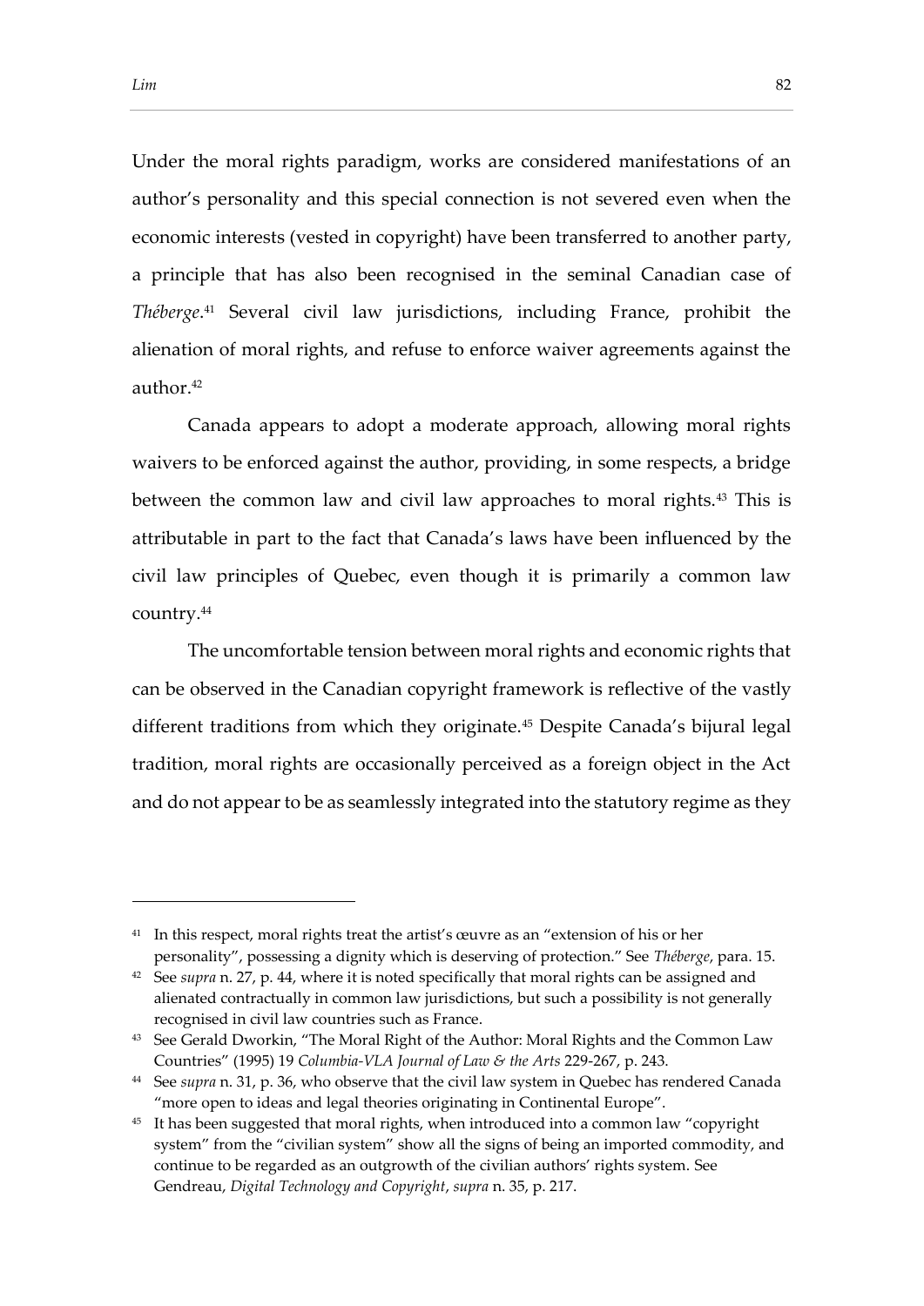Under the moral rights paradigm, works are considered manifestations of an author's personality and this special connection is not severed even when the economic interests (vested in copyright) have been transferred to another party, a principle that has also been recognised in the seminal Canadian case of *Théberge*.[41] Several civil law jurisdictions, including France, prohibit the alienation of moral rights, and refuse to enforce waiver agreements against the author.[42]

Canada appears to adopt a moderate approach, allowing moral rights waivers to be enforced against the author, providing, in some respects, a bridge between the common law and civil law approaches to moral rights.[43] This is attributable in part to the fact that Canada's laws have been influenced by the civil law principles of Quebec, even though it is primarily a common law country.[44]

The uncomfortable tension between moral rights and economic rights that can be observed in the Canadian copyright framework is reflective of the vastly different traditions from which they originate.[45] Despite Canada's bijural legal tradition, moral rights are occasionally perceived as a foreign object in the Act and do not appear to be as seamlessly integrated into the statutory regime as they

---

[41] In this respect, moral rights treat the artist's œuvre as an "extension of his or her personality", possessing a dignity which is deserving of protection." See *Théberge*, para. 15.

[42] See *supra* n. 27, p. 44, where it is noted specifically that moral rights can be assigned and alienated contractually in common law jurisdictions, but such a possibility is not generally recognised in civil law countries such as France.

[43] See Gerald Dworkin, "The Moral Right of the Author: Moral Rights and the Common Law Countries" (1995) 19 *Columbia-VLA Journal of Law & the Arts* 229-267, p. 243.

[44] See *supra* n. 31, p. 36, who observe that the civil law system in Quebec has rendered Canada "more open to ideas and legal theories originating in Continental Europe".

[45] It has been suggested that moral rights, when introduced into a common law "copyright system" from the "civilian system" show all the signs of being an imported commodity, and continue to be regarded as an outgrowth of the civilian authors' rights system. See Gendreau, *Digital Technology and Copyright*, *supra* n. 35, p. 217.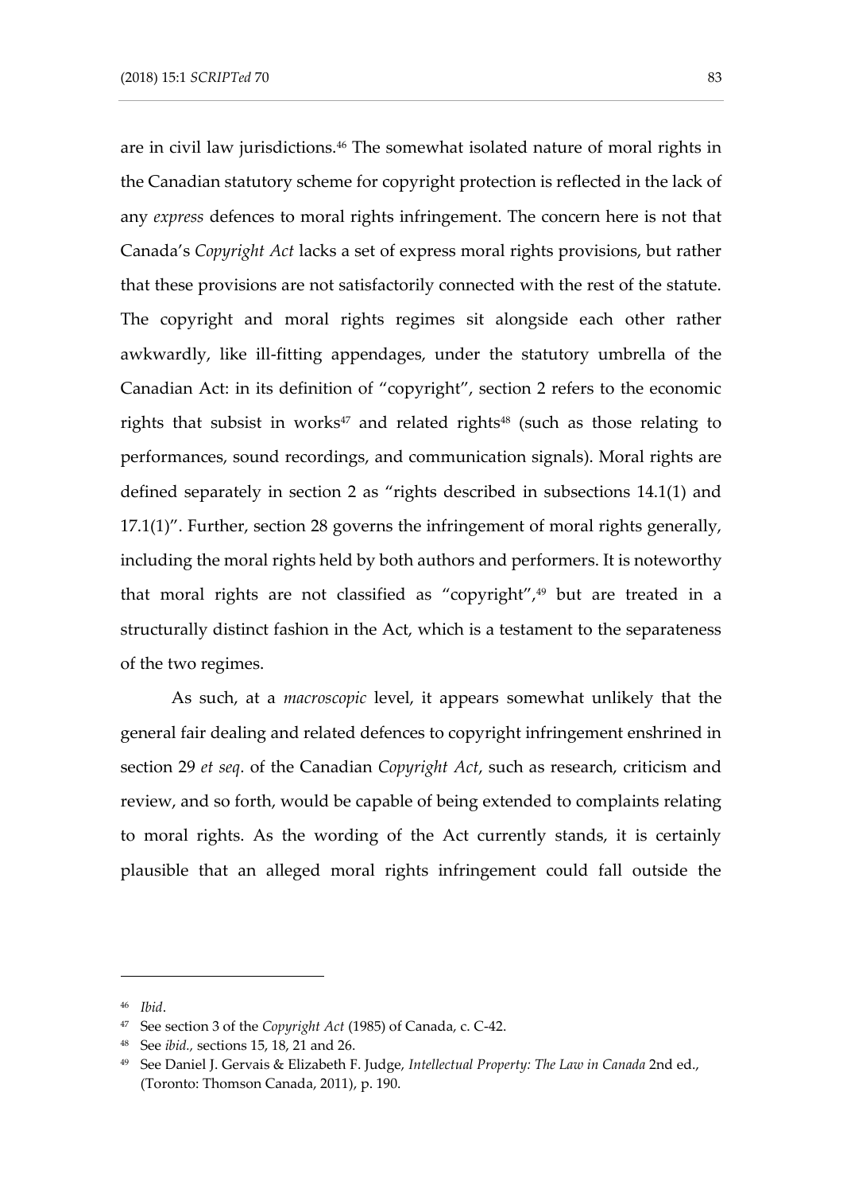are in civil law jurisdictions.[46] The somewhat isolated nature of moral rights in the Canadian statutory scheme for copyright protection is reflected in the lack of any *express* defences to moral rights infringement. The concern here is not that Canada's *Copyright Act* lacks a set of express moral rights provisions, but rather that these provisions are not satisfactorily connected with the rest of the statute. The copyright and moral rights regimes sit alongside each other rather awkwardly, like ill-fitting appendages, under the statutory umbrella of the Canadian Act: in its definition of "copyright", section 2 refers to the economic rights that subsist in works[47] and related rights[48] (such as those relating to performances, sound recordings, and communication signals). Moral rights are defined separately in section 2 as "rights described in subsections 14.1(1) and 17.1(1)". Further, section 28 governs the infringement of moral rights generally, including the moral rights held by both authors and performers. It is noteworthy that moral rights are not classified as "copyright",[49] but are treated in a structurally distinct fashion in the Act, which is a testament to the separateness of the two regimes.

As such, at a *macroscopic* level, it appears somewhat unlikely that the general fair dealing and related defences to copyright infringement enshrined in section 29 *et seq*. of the Canadian *Copyright Act*, such as research, criticism and review, and so forth, would be capable of being extended to complaints relating to moral rights. As the wording of the Act currently stands, it is certainly plausible that an alleged moral rights infringement could fall outside the

---

[46] *Ibid*.

[47] See section 3 of the *Copyright Act* (1985) of Canada, c. C-42.

[48] See *ibid.,* sections 15, 18, 21 and 26.

[49] See Daniel J. Gervais & Elizabeth F. Judge, *Intellectual Property: The Law in Canada* 2nd ed., (Toronto: Thomson Canada, 2011), p. 190.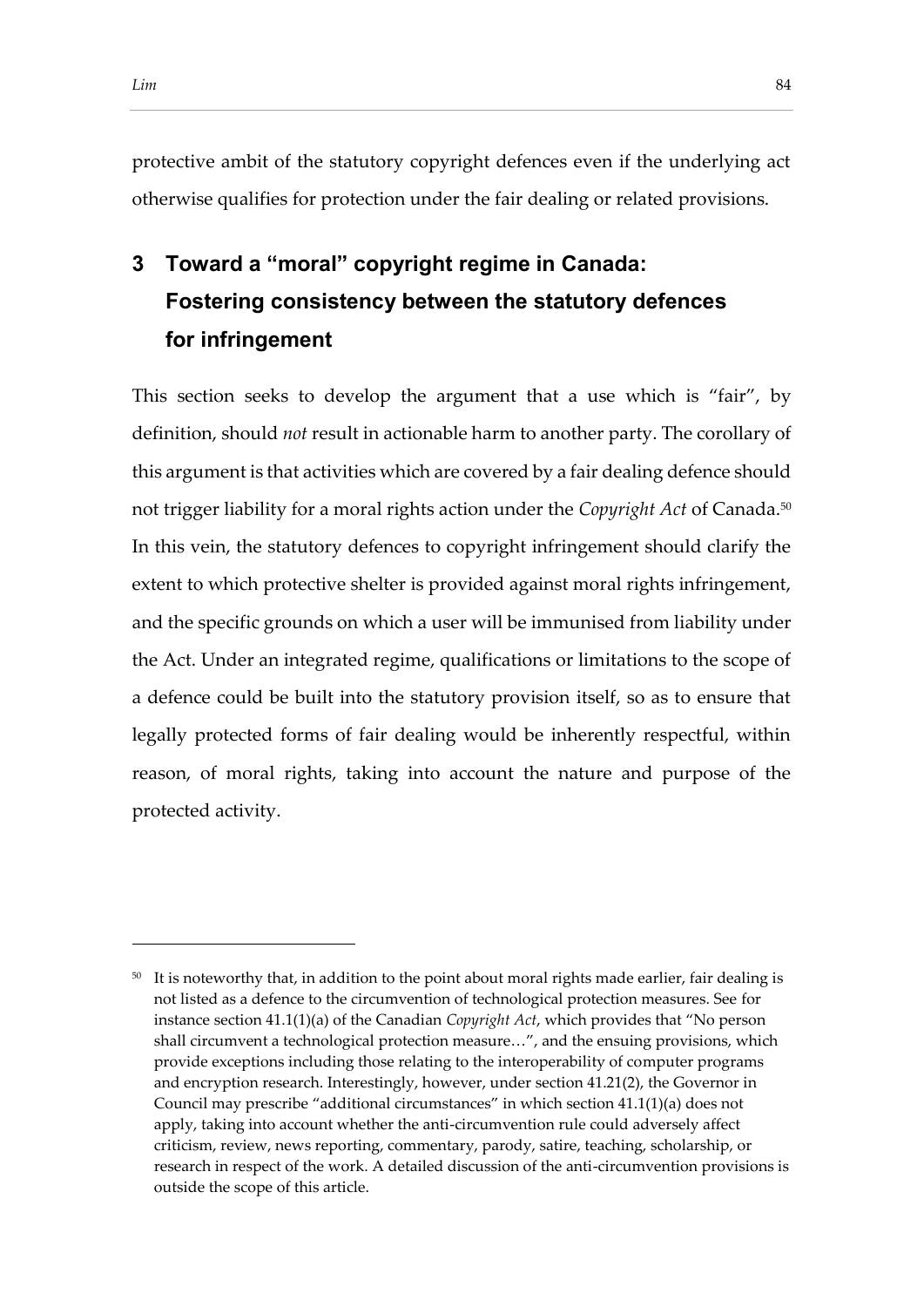protective ambit of the statutory copyright defences even if the underlying act otherwise qualifies for protection under the fair dealing or related provisions.

## 3 Toward a "moral" copyright regime in Canada: Fostering consistency between the statutory defences for infringement

This section seeks to develop the argument that a use which is "fair", by definition, should *not* result in actionable harm to another party. The corollary of this argument is that activities which are covered by a fair dealing defence should not trigger liability for a moral rights action under the *Copyright Act* of Canada.[50] In this vein, the statutory defences to copyright infringement should clarify the extent to which protective shelter is provided against moral rights infringement, and the specific grounds on which a user will be immunised from liability under the Act. Under an integrated regime, qualifications or limitations to the scope of a defence could be built into the statutory provision itself, so as to ensure that legally protected forms of fair dealing would be inherently respectful, within reason, of moral rights, taking into account the nature and purpose of the protected activity.

---

[50] It is noteworthy that, in addition to the point about moral rights made earlier, fair dealing is not listed as a defence to the circumvention of technological protection measures. See for instance section 41.1(1)(a) of the Canadian *Copyright Act*, which provides that "No person shall circumvent a technological protection measure…", and the ensuing provisions, which provide exceptions including those relating to the interoperability of computer programs and encryption research. Interestingly, however, under section 41.21(2), the Governor in Council may prescribe "additional circumstances" in which section 41.1(1)(a) does not apply, taking into account whether the anti-circumvention rule could adversely affect criticism, review, news reporting, commentary, parody, satire, teaching, scholarship, or research in respect of the work. A detailed discussion of the anti-circumvention provisions is outside the scope of this article.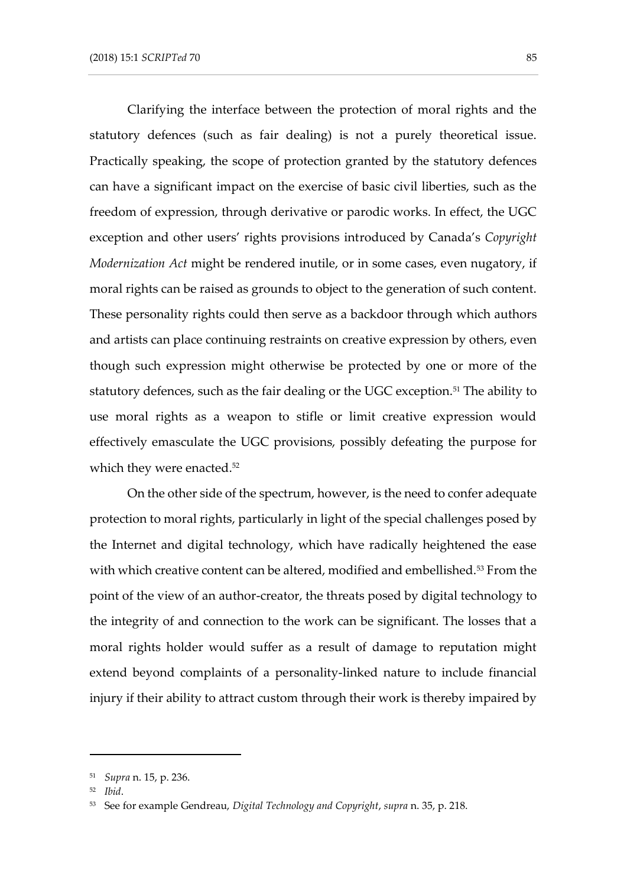Clarifying the interface between the protection of moral rights and the statutory defences (such as fair dealing) is not a purely theoretical issue. Practically speaking, the scope of protection granted by the statutory defences can have a significant impact on the exercise of basic civil liberties, such as the freedom of expression, through derivative or parodic works. In effect, the UGC exception and other users' rights provisions introduced by Canada's *Copyright Modernization Act* might be rendered inutile, or in some cases, even nugatory, if moral rights can be raised as grounds to object to the generation of such content. These personality rights could then serve as a backdoor through which authors and artists can place continuing restraints on creative expression by others, even though such expression might otherwise be protected by one or more of the statutory defences, such as the fair dealing or the UGC exception.[51] The ability to use moral rights as a weapon to stifle or limit creative expression would effectively emasculate the UGC provisions, possibly defeating the purpose for which they were enacted.[52]

On the other side of the spectrum, however, is the need to confer adequate protection to moral rights, particularly in light of the special challenges posed by the Internet and digital technology, which have radically heightened the ease with which creative content can be altered, modified and embellished.[53] From the point of the view of an author-creator, the threats posed by digital technology to the integrity of and connection to the work can be significant. The losses that a moral rights holder would suffer as a result of damage to reputation might extend beyond complaints of a personality-linked nature to include financial injury if their ability to attract custom through their work is thereby impaired by

---

[51] *Supra* n. 15, p. 236.

[52] *Ibid*.

[53] See for example Gendreau, *Digital Technology and Copyright*, *supra* n. 35, p. 218.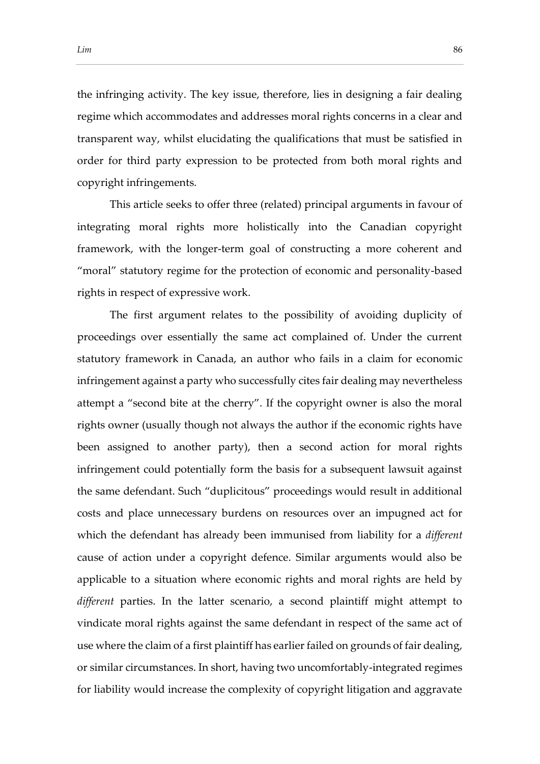the infringing activity. The key issue, therefore, lies in designing a fair dealing regime which accommodates and addresses moral rights concerns in a clear and transparent way, whilst elucidating the qualifications that must be satisfied in order for third party expression to be protected from both moral rights and copyright infringements.

This article seeks to offer three (related) principal arguments in favour of integrating moral rights more holistically into the Canadian copyright framework, with the longer-term goal of constructing a more coherent and "moral" statutory regime for the protection of economic and personality-based rights in respect of expressive work.

The first argument relates to the possibility of avoiding duplicity of proceedings over essentially the same act complained of. Under the current statutory framework in Canada, an author who fails in a claim for economic infringement against a party who successfully cites fair dealing may nevertheless attempt a "second bite at the cherry". If the copyright owner is also the moral rights owner (usually though not always the author if the economic rights have been assigned to another party), then a second action for moral rights infringement could potentially form the basis for a subsequent lawsuit against the same defendant. Such "duplicitous" proceedings would result in additional costs and place unnecessary burdens on resources over an impugned act for which the defendant has already been immunised from liability for a *different* cause of action under a copyright defence. Similar arguments would also be applicable to a situation where economic rights and moral rights are held by *different* parties. In the latter scenario, a second plaintiff might attempt to vindicate moral rights against the same defendant in respect of the same act of use where the claim of a first plaintiff has earlier failed on grounds of fair dealing, or similar circumstances. In short, having two uncomfortably-integrated regimes for liability would increase the complexity of copyright litigation and aggravate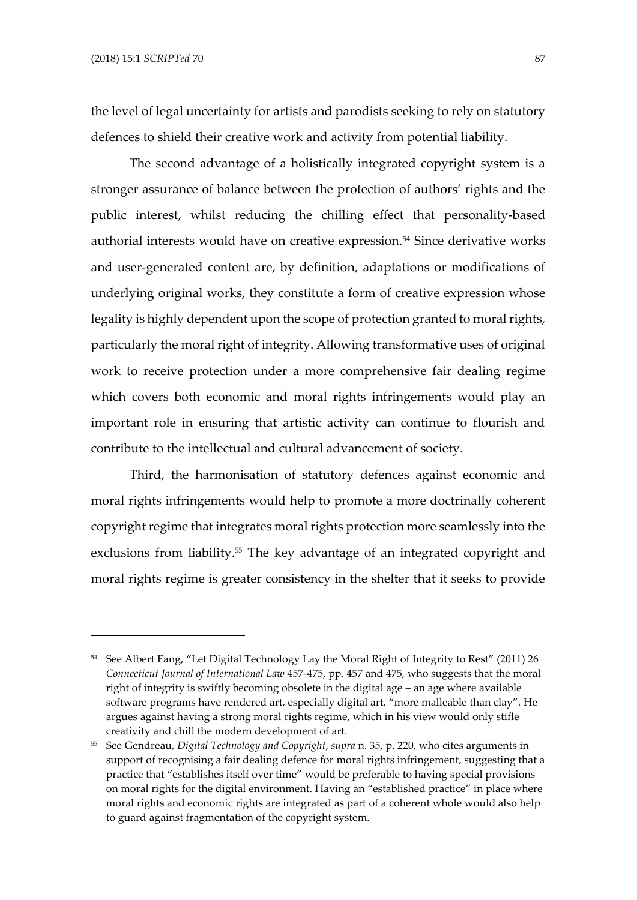the level of legal uncertainty for artists and parodists seeking to rely on statutory defences to shield their creative work and activity from potential liability.

The second advantage of a holistically integrated copyright system is a stronger assurance of balance between the protection of authors' rights and the public interest, whilst reducing the chilling effect that personality-based authorial interests would have on creative expression.[54] Since derivative works and user-generated content are, by definition, adaptations or modifications of underlying original works, they constitute a form of creative expression whose legality is highly dependent upon the scope of protection granted to moral rights, particularly the moral right of integrity. Allowing transformative uses of original work to receive protection under a more comprehensive fair dealing regime which covers both economic and moral rights infringements would play an important role in ensuring that artistic activity can continue to flourish and contribute to the intellectual and cultural advancement of society.

Third, the harmonisation of statutory defences against economic and moral rights infringements would help to promote a more doctrinally coherent copyright regime that integrates moral rights protection more seamlessly into the exclusions from liability.[55] The key advantage of an integrated copyright and moral rights regime is greater consistency in the shelter that it seeks to provide

---

[54] See Albert Fang, "Let Digital Technology Lay the Moral Right of Integrity to Rest" (2011) 26 *Connecticut Journal of International Law* 457-475, pp. 457 and 475, who suggests that the moral right of integrity is swiftly becoming obsolete in the digital age – an age where available software programs have rendered art, especially digital art, "more malleable than clay". He argues against having a strong moral rights regime, which in his view would only stifle creativity and chill the modern development of art.

[55] See Gendreau, *Digital Technology and Copyright*, *supra* n. 35, p. 220, who cites arguments in support of recognising a fair dealing defence for moral rights infringement, suggesting that a practice that "establishes itself over time" would be preferable to having special provisions on moral rights for the digital environment. Having an "established practice" in place where moral rights and economic rights are integrated as part of a coherent whole would also help to guard against fragmentation of the copyright system.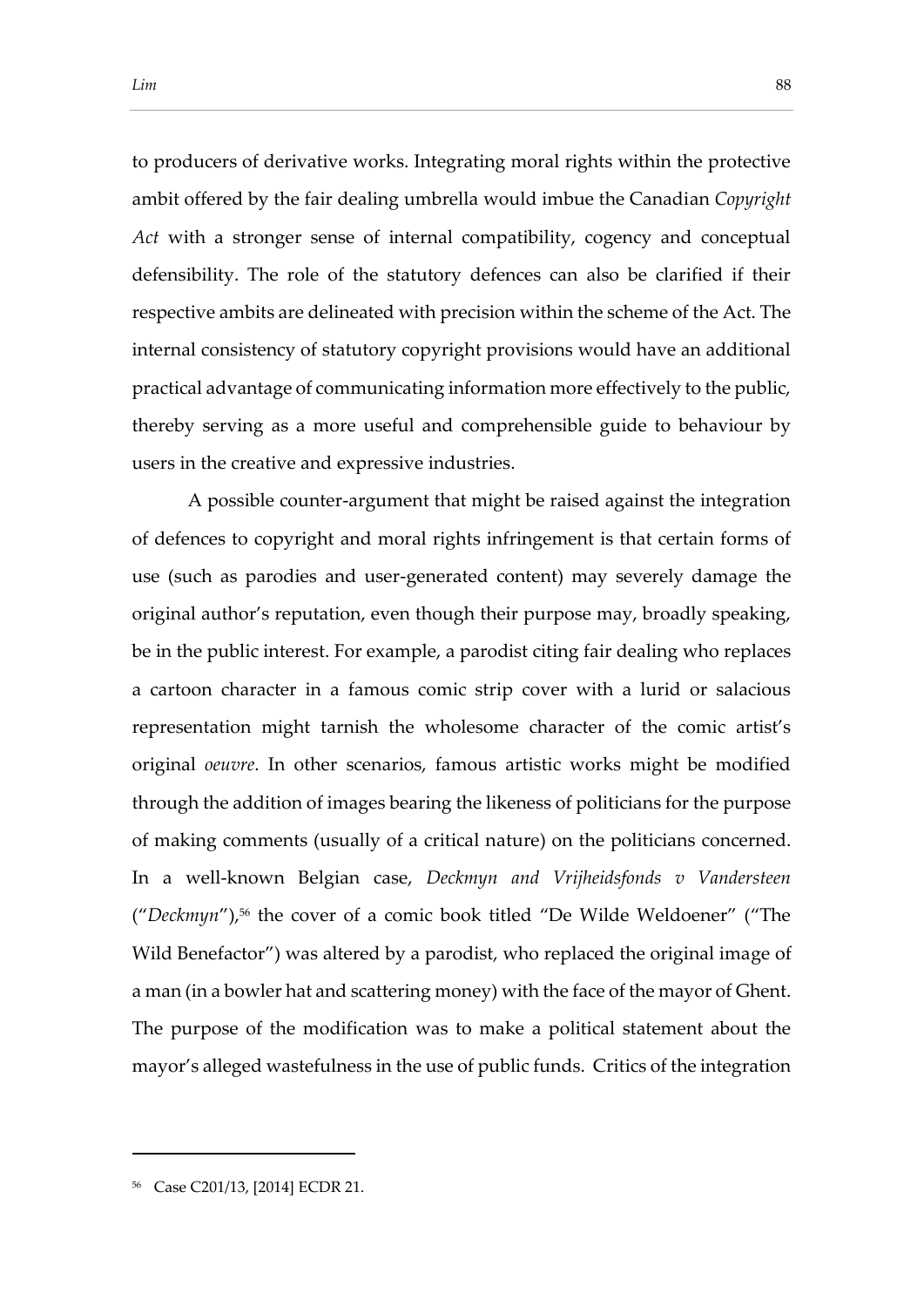to producers of derivative works. Integrating moral rights within the protective ambit offered by the fair dealing umbrella would imbue the Canadian *Copyright Act* with a stronger sense of internal compatibility, cogency and conceptual defensibility. The role of the statutory defences can also be clarified if their respective ambits are delineated with precision within the scheme of the Act. The internal consistency of statutory copyright provisions would have an additional practical advantage of communicating information more effectively to the public, thereby serving as a more useful and comprehensible guide to behaviour by users in the creative and expressive industries.

A possible counter-argument that might be raised against the integration of defences to copyright and moral rights infringement is that certain forms of use (such as parodies and user-generated content) may severely damage the original author's reputation, even though their purpose may, broadly speaking, be in the public interest. For example, a parodist citing fair dealing who replaces a cartoon character in a famous comic strip cover with a lurid or salacious representation might tarnish the wholesome character of the comic artist's original *oeuvre*. In other scenarios, famous artistic works might be modified through the addition of images bearing the likeness of politicians for the purpose of making comments (usually of a critical nature) on the politicians concerned. In a well-known Belgian case, *Deckmyn and Vrijheidsfonds v Vandersteen* ("*Deckmyn*"),[56] the cover of a comic book titled "De Wilde Weldoener" ("The Wild Benefactor") was altered by a parodist, who replaced the original image of a man (in a bowler hat and scattering money) with the face of the mayor of Ghent. The purpose of the modification was to make a political statement about the mayor's alleged wastefulness in the use of public funds. Critics of the integration

[56] Case C201/13, [2014] ECDR 21.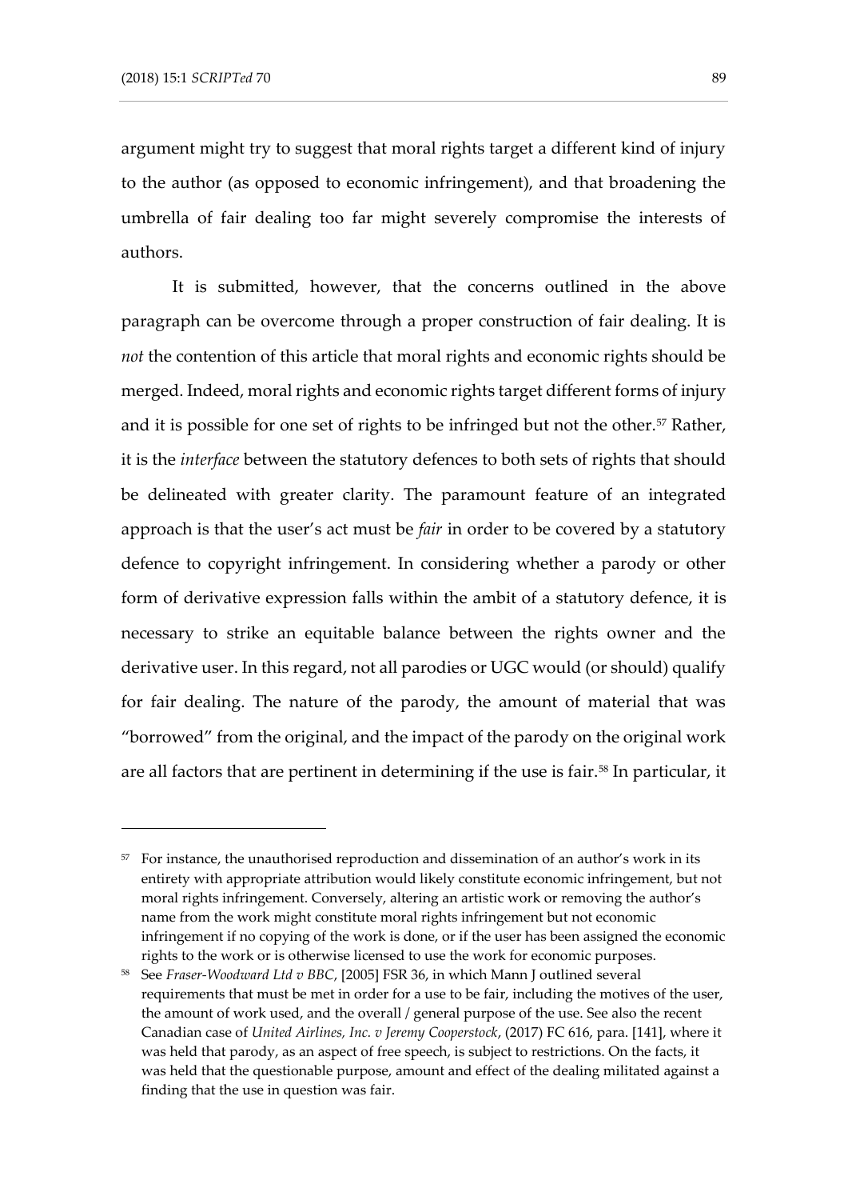argument might try to suggest that moral rights target a different kind of injury to the author (as opposed to economic infringement), and that broadening the umbrella of fair dealing too far might severely compromise the interests of authors.

It is submitted, however, that the concerns outlined in the above paragraph can be overcome through a proper construction of fair dealing. It is *not* the contention of this article that moral rights and economic rights should be merged. Indeed, moral rights and economic rights target different forms of injury and it is possible for one set of rights to be infringed but not the other.[57] Rather, it is the *interface* between the statutory defences to both sets of rights that should be delineated with greater clarity. The paramount feature of an integrated approach is that the user's act must be *fair* in order to be covered by a statutory defence to copyright infringement. In considering whether a parody or other form of derivative expression falls within the ambit of a statutory defence, it is necessary to strike an equitable balance between the rights owner and the derivative user. In this regard, not all parodies or UGC would (or should) qualify for fair dealing. The nature of the parody, the amount of material that was "borrowed" from the original, and the impact of the parody on the original work are all factors that are pertinent in determining if the use is fair.[58] In particular, it

---

[57] For instance, the unauthorised reproduction and dissemination of an author's work in its entirety with appropriate attribution would likely constitute economic infringement, but not moral rights infringement. Conversely, altering an artistic work or removing the author's name from the work might constitute moral rights infringement but not economic infringement if no copying of the work is done, or if the user has been assigned the economic rights to the work or is otherwise licensed to use the work for economic purposes.

[58] See *Fraser-Woodward Ltd v BBC*, [2005] FSR 36, in which Mann J outlined several requirements that must be met in order for a use to be fair, including the motives of the user, the amount of work used, and the overall / general purpose of the use. See also the recent Canadian case of *United Airlines, Inc. v Jeremy Cooperstock*, (2017) FC 616, para. [141], where it was held that parody, as an aspect of free speech, is subject to restrictions. On the facts, it was held that the questionable purpose, amount and effect of the dealing militated against a finding that the use in question was fair.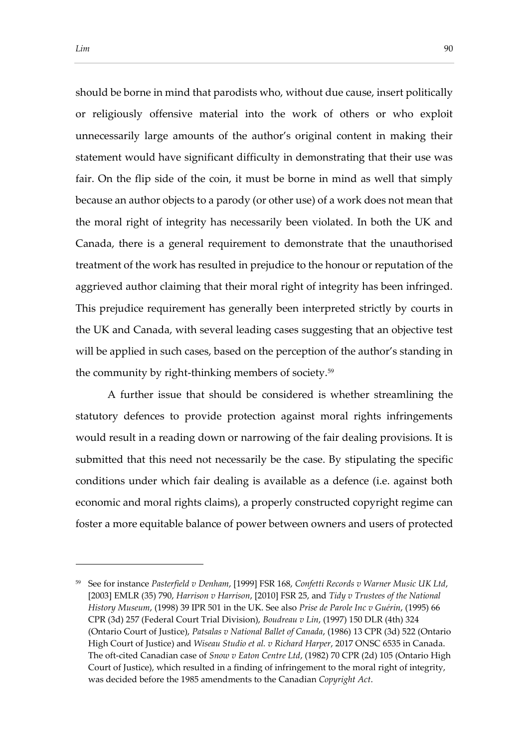should be borne in mind that parodists who, without due cause, insert politically or religiously offensive material into the work of others or who exploit unnecessarily large amounts of the author's original content in making their statement would have significant difficulty in demonstrating that their use was fair. On the flip side of the coin, it must be borne in mind as well that simply because an author objects to a parody (or other use) of a work does not mean that the moral right of integrity has necessarily been violated. In both the UK and Canada, there is a general requirement to demonstrate that the unauthorised treatment of the work has resulted in prejudice to the honour or reputation of the aggrieved author claiming that their moral right of integrity has been infringed. This prejudice requirement has generally been interpreted strictly by courts in the UK and Canada, with several leading cases suggesting that an objective test will be applied in such cases, based on the perception of the author's standing in the community by right-thinking members of society.[59]

A further issue that should be considered is whether streamlining the statutory defences to provide protection against moral rights infringements would result in a reading down or narrowing of the fair dealing provisions. It is submitted that this need not necessarily be the case. By stipulating the specific conditions under which fair dealing is available as a defence (i.e. against both economic and moral rights claims), a properly constructed copyright regime can foster a more equitable balance of power between owners and users of protected

---

[59] See for instance *Pasterfield v Denham*, [1999] FSR 168, *Confetti Records v Warner Music UK Ltd*, [2003] EMLR (35) 790, *Harrison v Harrison*, [2010] FSR 25, and *Tidy v Trustees of the National History Museum*, (1998) 39 IPR 501 in the UK. See also *Prise de Parole Inc v Guérin*, (1995) 66 CPR (3d) 257 (Federal Court Trial Division), *Boudreau v Lin*, (1997) 150 DLR (4th) 324 (Ontario Court of Justice), *Patsalas v National Ballet of Canada*, (1986) 13 CPR (3d) 522 (Ontario High Court of Justice) and *Wiseau Studio et al. v Richard Harper*, 2017 ONSC 6535 in Canada. The oft-cited Canadian case of *Snow v Eaton Centre Ltd*, (1982) 70 CPR (2d) 105 (Ontario High Court of Justice), which resulted in a finding of infringement to the moral right of integrity, was decided before the 1985 amendments to the Canadian *Copyright Act*.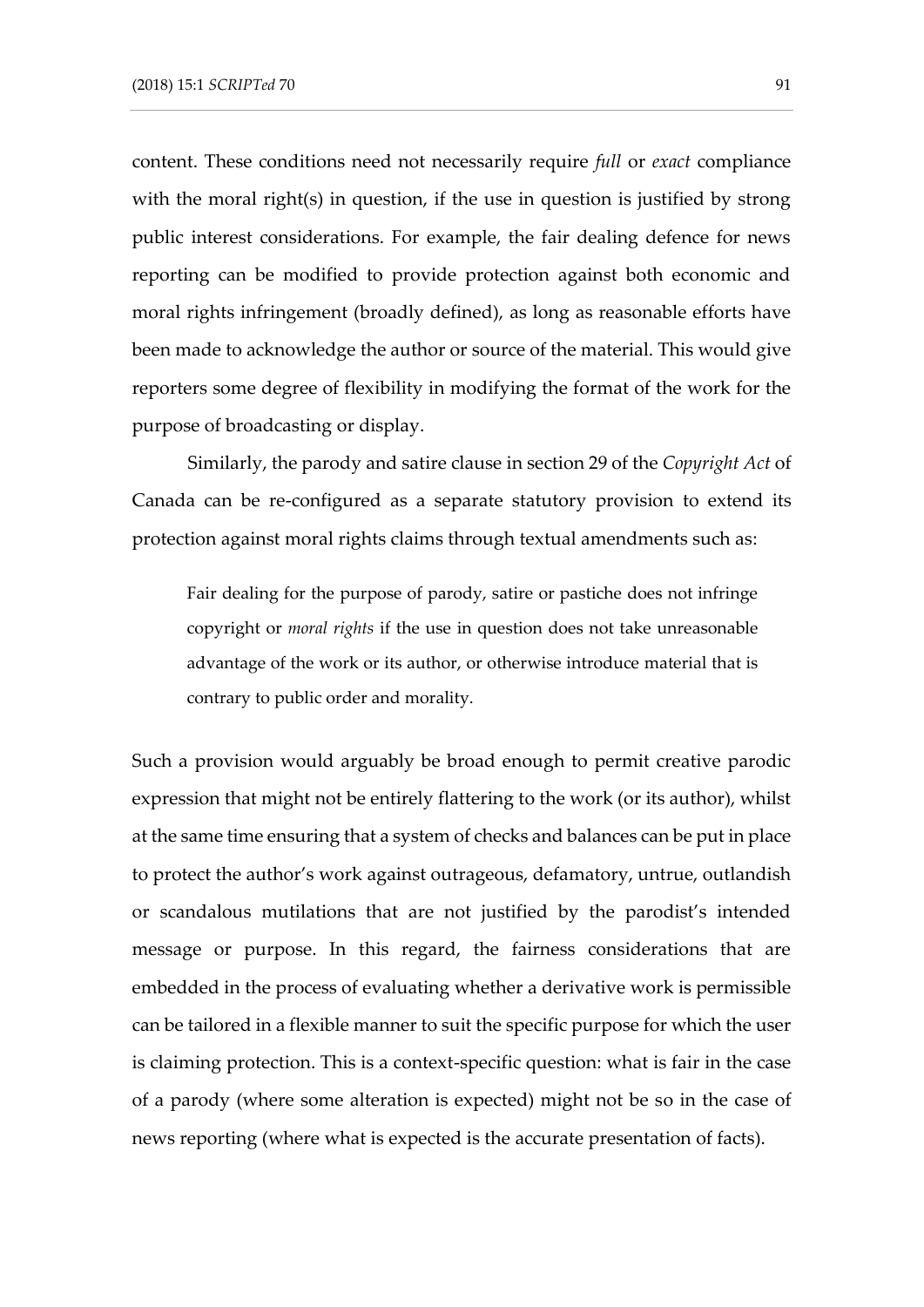content. These conditions need not necessarily require *full* or *exact* compliance with the moral right(s) in question, if the use in question is justified by strong public interest considerations. For example, the fair dealing defence for news reporting can be modified to provide protection against both economic and moral rights infringement (broadly defined), as long as reasonable efforts have been made to acknowledge the author or source of the material. This would give reporters some degree of flexibility in modifying the format of the work for the purpose of broadcasting or display.

Similarly, the parody and satire clause in section 29 of the *Copyright Act* of Canada can be re-configured as a separate statutory provision to extend its protection against moral rights claims through textual amendments such as:

> Fair dealing for the purpose of parody, satire or pastiche does not infringe copyright or *moral rights* if the use in question does not take unreasonable advantage of the work or its author, or otherwise introduce material that is contrary to public order and morality.

Such a provision would arguably be broad enough to permit creative parodic expression that might not be entirely flattering to the work (or its author), whilst at the same time ensuring that a system of checks and balances can be put in place to protect the author's work against outrageous, defamatory, untrue, outlandish or scandalous mutilations that are not justified by the parodist's intended message or purpose. In this regard, the fairness considerations that are embedded in the process of evaluating whether a derivative work is permissible can be tailored in a flexible manner to suit the specific purpose for which the user is claiming protection. This is a context-specific question: what is fair in the case of a parody (where some alteration is expected) might not be so in the case of news reporting (where what is expected is the accurate presentation of facts).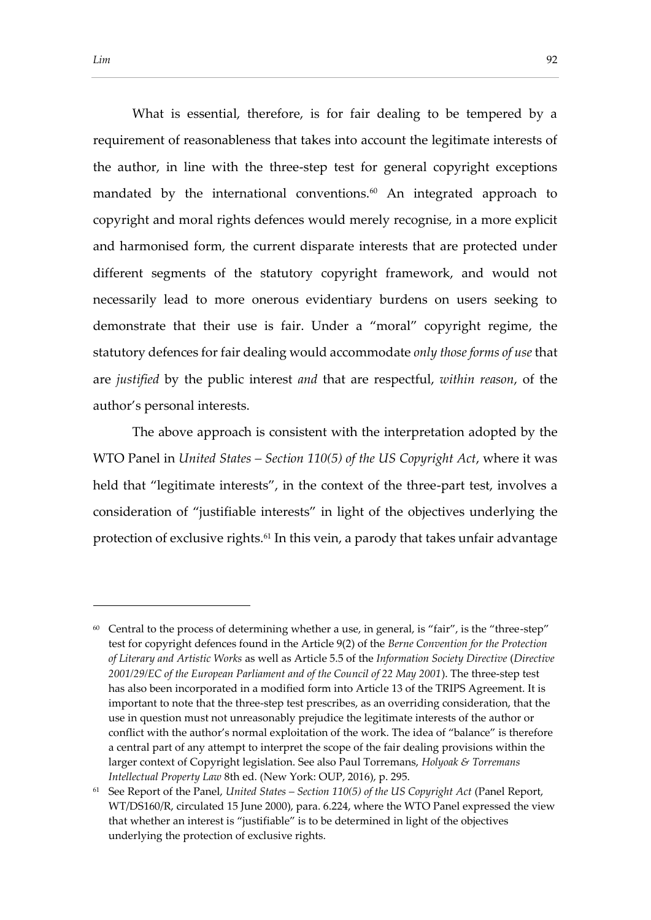What is essential, therefore, is for fair dealing to be tempered by a requirement of reasonableness that takes into account the legitimate interests of the author, in line with the three-step test for general copyright exceptions mandated by the international conventions.[60] An integrated approach to copyright and moral rights defences would merely recognise, in a more explicit and harmonised form, the current disparate interests that are protected under different segments of the statutory copyright framework, and would not necessarily lead to more onerous evidentiary burdens on users seeking to demonstrate that their use is fair. Under a "moral" copyright regime, the statutory defences for fair dealing would accommodate *only those forms of use* that are *justified* by the public interest *and* that are respectful, *within reason*, of the author's personal interests.

The above approach is consistent with the interpretation adopted by the WTO Panel in *United States – Section 110(5) of the US Copyright Act*, where it was held that "legitimate interests", in the context of the three-part test, involves a consideration of "justifiable interests" in light of the objectives underlying the protection of exclusive rights.[61] In this vein, a parody that takes unfair advantage

---

[60] Central to the process of determining whether a use, in general, is "fair", is the "three-step" test for copyright defences found in the Article 9(2) of the *Berne Convention for the Protection of Literary and Artistic Works* as well as Article 5.5 of the *Information Society Directive* (*Directive 2001/29/EC of the European Parliament and of the Council of 22 May 2001*). The three-step test has also been incorporated in a modified form into Article 13 of the TRIPS Agreement. It is important to note that the three-step test prescribes, as an overriding consideration, that the use in question must not unreasonably prejudice the legitimate interests of the author or conflict with the author's normal exploitation of the work. The idea of "balance" is therefore a central part of any attempt to interpret the scope of the fair dealing provisions within the larger context of Copyright legislation. See also Paul Torremans, *Holyoak & Torremans Intellectual Property Law* 8th ed. (New York: OUP, 2016), p. 295.

[61] See Report of the Panel, *United States – Section 110(5) of the US Copyright Act* (Panel Report, WT/DS160/R, circulated 15 June 2000), para. 6.224, where the WTO Panel expressed the view that whether an interest is "justifiable" is to be determined in light of the objectives underlying the protection of exclusive rights.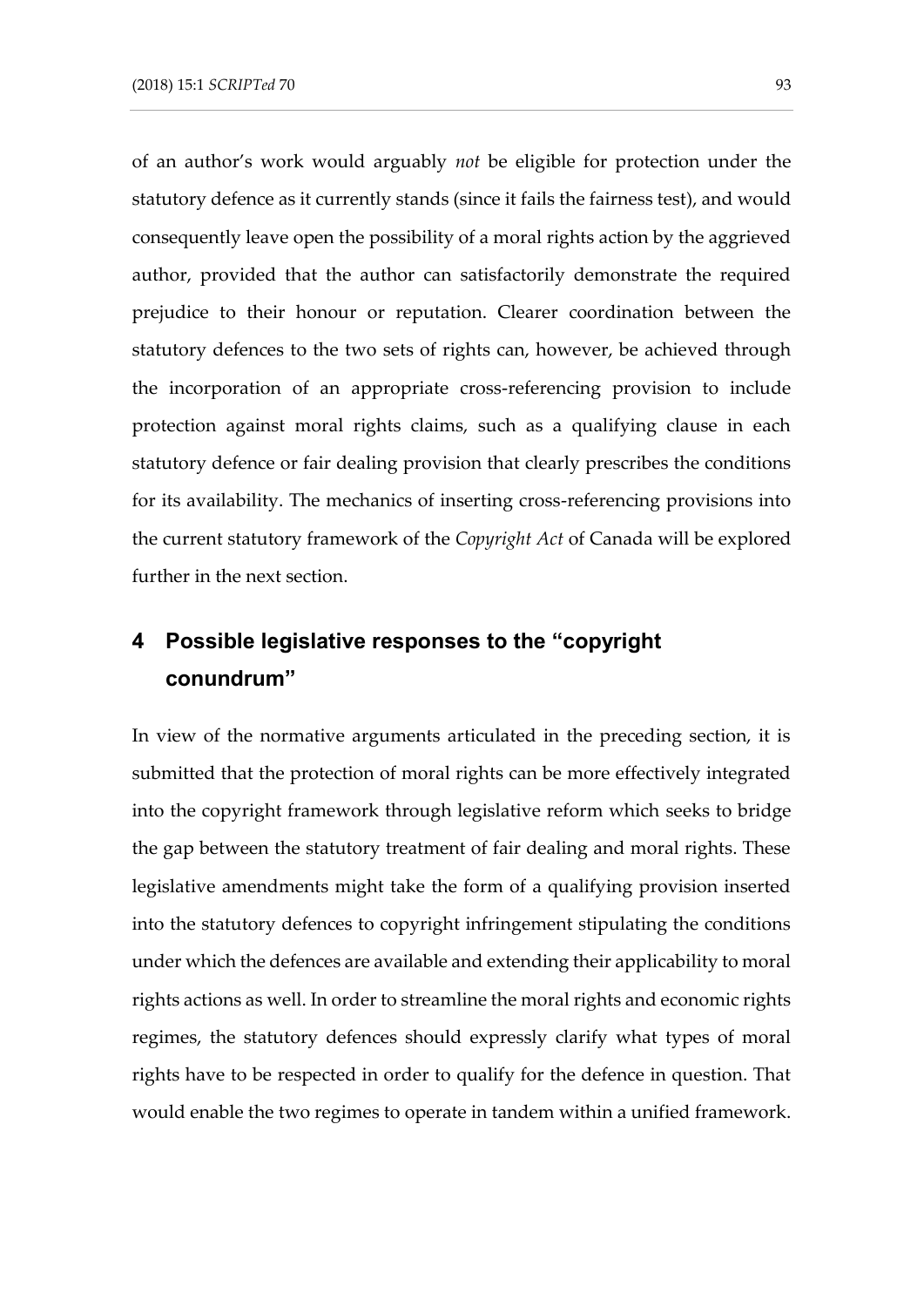of an author's work would arguably *not* be eligible for protection under the statutory defence as it currently stands (since it fails the fairness test), and would consequently leave open the possibility of a moral rights action by the aggrieved author, provided that the author can satisfactorily demonstrate the required prejudice to their honour or reputation. Clearer coordination between the statutory defences to the two sets of rights can, however, be achieved through the incorporation of an appropriate cross-referencing provision to include protection against moral rights claims, such as a qualifying clause in each statutory defence or fair dealing provision that clearly prescribes the conditions for its availability. The mechanics of inserting cross-referencing provisions into the current statutory framework of the *Copyright Act* of Canada will be explored further in the next section.

# 4 Possible legislative responses to the "copyright conundrum"

In view of the normative arguments articulated in the preceding section, it is submitted that the protection of moral rights can be more effectively integrated into the copyright framework through legislative reform which seeks to bridge the gap between the statutory treatment of fair dealing and moral rights. These legislative amendments might take the form of a qualifying provision inserted into the statutory defences to copyright infringement stipulating the conditions under which the defences are available and extending their applicability to moral rights actions as well. In order to streamline the moral rights and economic rights regimes, the statutory defences should expressly clarify what types of moral rights have to be respected in order to qualify for the defence in question. That would enable the two regimes to operate in tandem within a unified framework.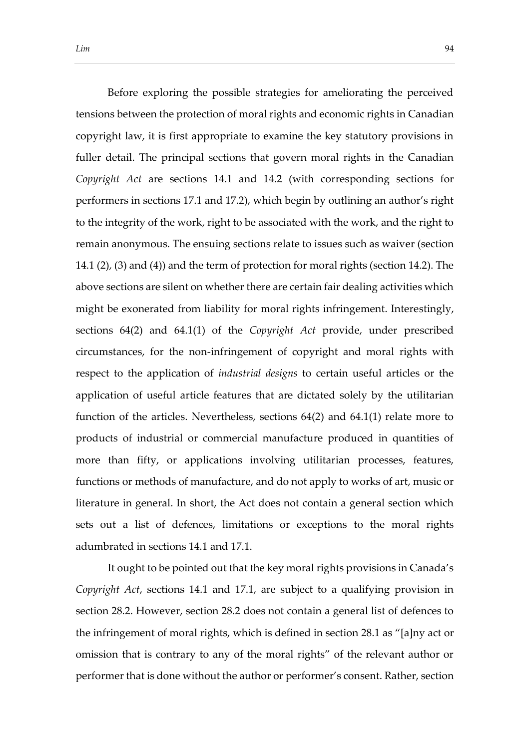Before exploring the possible strategies for ameliorating the perceived tensions between the protection of moral rights and economic rights in Canadian copyright law, it is first appropriate to examine the key statutory provisions in fuller detail. The principal sections that govern moral rights in the Canadian *Copyright Act* are sections 14.1 and 14.2 (with corresponding sections for performers in sections 17.1 and 17.2), which begin by outlining an author's right to the integrity of the work, right to be associated with the work, and the right to remain anonymous. The ensuing sections relate to issues such as waiver (section 14.1 (2), (3) and (4)) and the term of protection for moral rights (section 14.2). The above sections are silent on whether there are certain fair dealing activities which might be exonerated from liability for moral rights infringement. Interestingly, sections 64(2) and 64.1(1) of the *Copyright Act* provide, under prescribed circumstances, for the non-infringement of copyright and moral rights with respect to the application of *industrial designs* to certain useful articles or the application of useful article features that are dictated solely by the utilitarian function of the articles. Nevertheless, sections 64(2) and 64.1(1) relate more to products of industrial or commercial manufacture produced in quantities of more than fifty, or applications involving utilitarian processes, features, functions or methods of manufacture, and do not apply to works of art, music or literature in general. In short, the Act does not contain a general section which sets out a list of defences, limitations or exceptions to the moral rights adumbrated in sections 14.1 and 17.1.

It ought to be pointed out that the key moral rights provisions in Canada's *Copyright Act*, sections 14.1 and 17.1, are subject to a qualifying provision in section 28.2. However, section 28.2 does not contain a general list of defences to the infringement of moral rights, which is defined in section 28.1 as "[a]ny act or omission that is contrary to any of the moral rights" of the relevant author or performer that is done without the author or performer's consent. Rather, section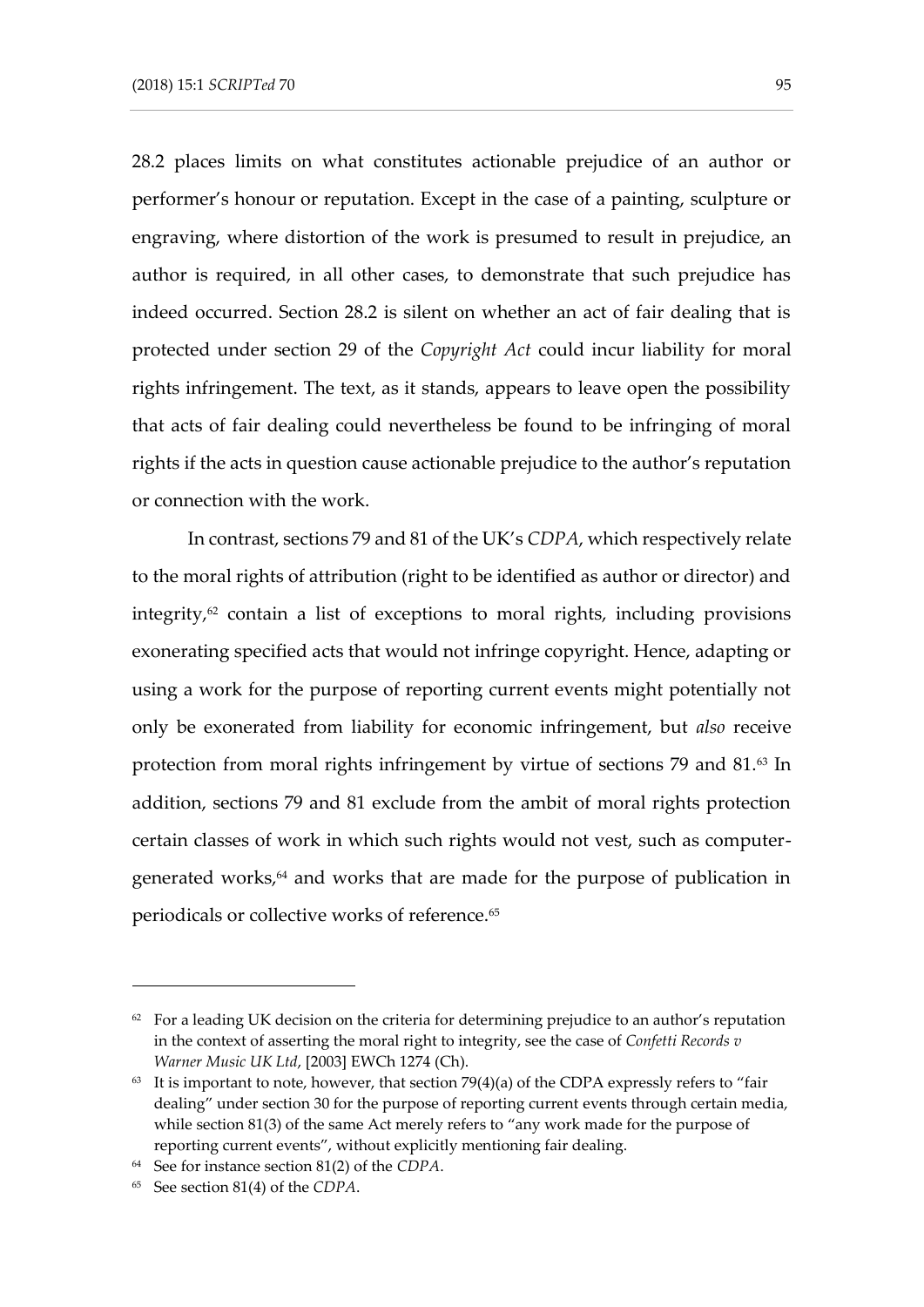28.2 places limits on what constitutes actionable prejudice of an author or performer's honour or reputation. Except in the case of a painting, sculpture or engraving, where distortion of the work is presumed to result in prejudice, an author is required, in all other cases, to demonstrate that such prejudice has indeed occurred. Section 28.2 is silent on whether an act of fair dealing that is protected under section 29 of the *Copyright Act* could incur liability for moral rights infringement. The text, as it stands, appears to leave open the possibility that acts of fair dealing could nevertheless be found to be infringing of moral rights if the acts in question cause actionable prejudice to the author's reputation or connection with the work.

In contrast, sections 79 and 81 of the UK's *CDPA*, which respectively relate to the moral rights of attribution (right to be identified as author or director) and integrity,[62] contain a list of exceptions to moral rights, including provisions exonerating specified acts that would not infringe copyright. Hence, adapting or using a work for the purpose of reporting current events might potentially not only be exonerated from liability for economic infringement, but *also* receive protection from moral rights infringement by virtue of sections 79 and 81.[63] In addition, sections 79 and 81 exclude from the ambit of moral rights protection certain classes of work in which such rights would not vest, such as computer-generated works,[64] and works that are made for the purpose of publication in periodicals or collective works of reference.[65]

---

[62] For a leading UK decision on the criteria for determining prejudice to an author's reputation in the context of asserting the moral right to integrity, see the case of *Confetti Records v Warner Music UK Ltd*, [2003] EWCh 1274 (Ch).

[63] It is important to note, however, that section 79(4)(a) of the CDPA expressly refers to "fair dealing" under section 30 for the purpose of reporting current events through certain media, while section 81(3) of the same Act merely refers to "any work made for the purpose of reporting current events", without explicitly mentioning fair dealing.

[64] See for instance section 81(2) of the *CDPA*.

[65] See section 81(4) of the *CDPA*.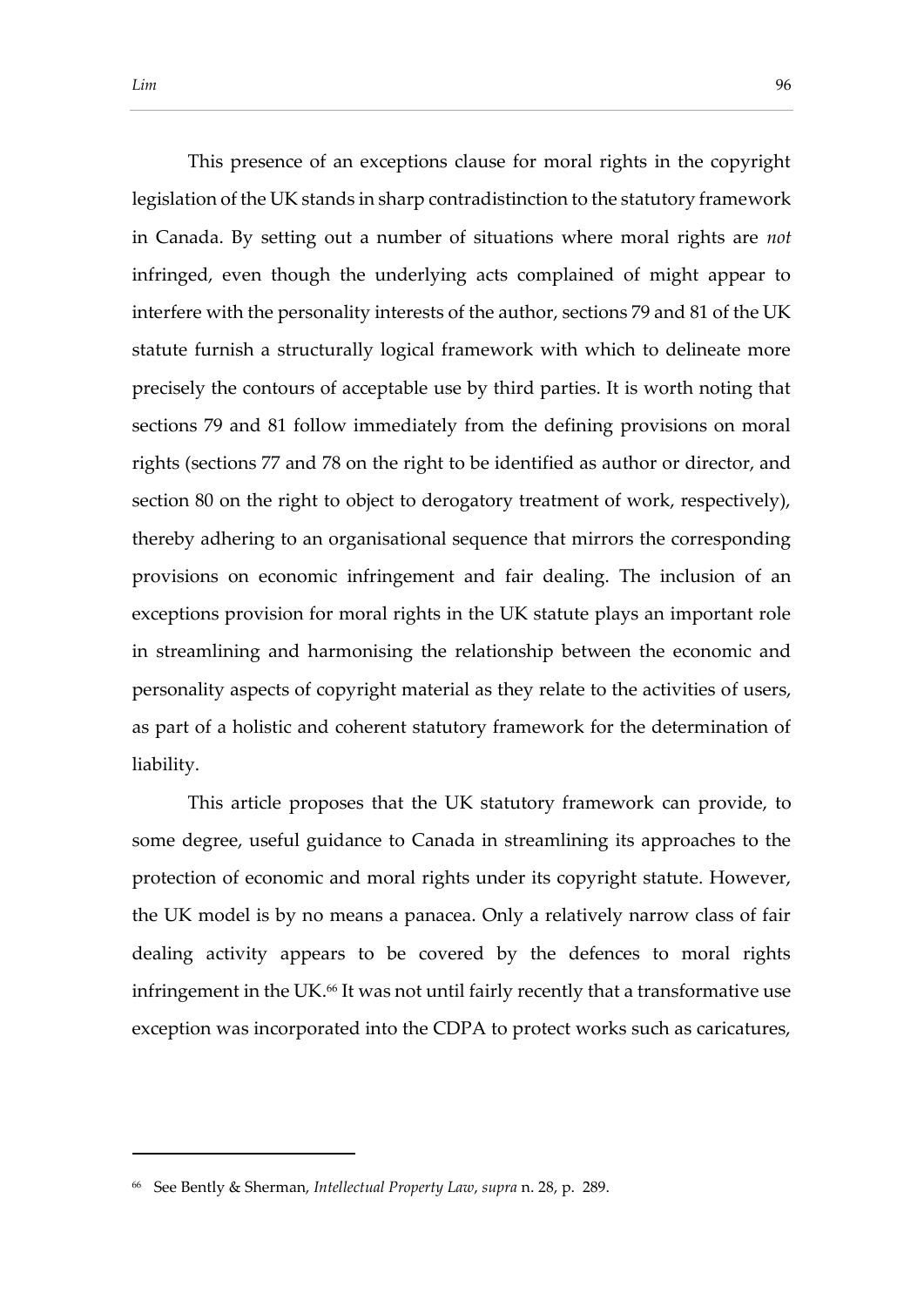This presence of an exceptions clause for moral rights in the copyright legislation of the UK stands in sharp contradistinction to the statutory framework in Canada. By setting out a number of situations where moral rights are *not* infringed, even though the underlying acts complained of might appear to interfere with the personality interests of the author, sections 79 and 81 of the UK statute furnish a structurally logical framework with which to delineate more precisely the contours of acceptable use by third parties. It is worth noting that sections 79 and 81 follow immediately from the defining provisions on moral rights (sections 77 and 78 on the right to be identified as author or director, and section 80 on the right to object to derogatory treatment of work, respectively), thereby adhering to an organisational sequence that mirrors the corresponding provisions on economic infringement and fair dealing. The inclusion of an exceptions provision for moral rights in the UK statute plays an important role in streamlining and harmonising the relationship between the economic and personality aspects of copyright material as they relate to the activities of users, as part of a holistic and coherent statutory framework for the determination of liability.

This article proposes that the UK statutory framework can provide, to some degree, useful guidance to Canada in streamlining its approaches to the protection of economic and moral rights under its copyright statute. However, the UK model is by no means a panacea. Only a relatively narrow class of fair dealing activity appears to be covered by the defences to moral rights infringement in the UK.[66] It was not until fairly recently that a transformative use exception was incorporated into the CDPA to protect works such as caricatures,

---

[66] See Bently & Sherman, *Intellectual Property Law*, *supra* n. 28, p. 289.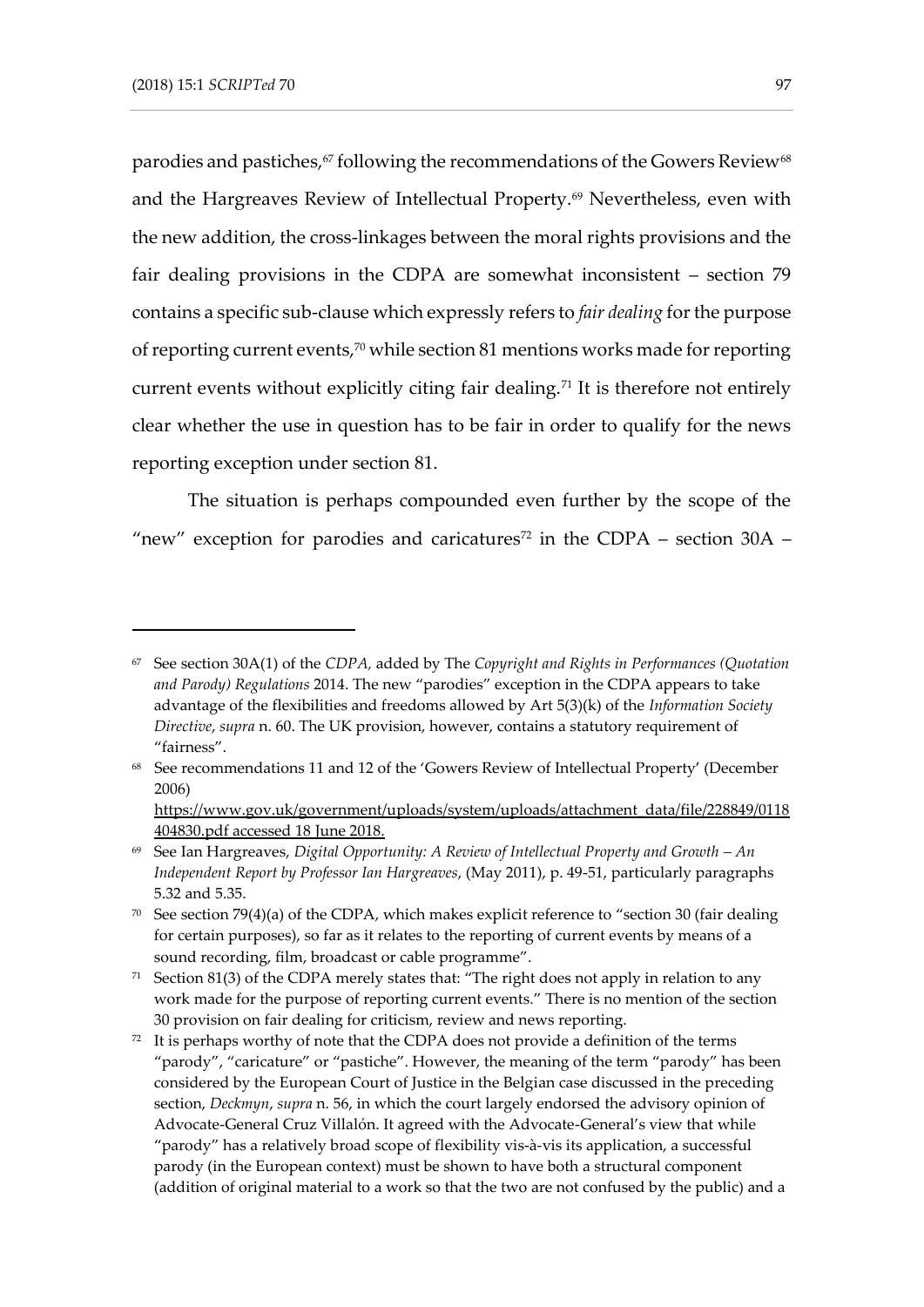parodies and pastiches,[67] following the recommendations of the Gowers Review[68] and the Hargreaves Review of Intellectual Property.[69] Nevertheless, even with the new addition, the cross-linkages between the moral rights provisions and the fair dealing provisions in the CDPA are somewhat inconsistent – section 79 contains a specific sub-clause which expressly refers to *fair dealing* for the purpose of reporting current events,[70] while section 81 mentions works made for reporting current events without explicitly citing fair dealing.[71] It is therefore not entirely clear whether the use in question has to be fair in order to qualify for the news reporting exception under section 81.

The situation is perhaps compounded even further by the scope of the "new" exception for parodies and caricatures[72] in the CDPA – section 30A –

---

[67] See section 30A(1) of the *CDPA*, added by The *Copyright and Rights in Performances (Quotation and Parody) Regulations* 2014. The new "parodies" exception in the CDPA appears to take advantage of the flexibilities and freedoms allowed by Art 5(3)(k) of the *Information Society Directive*, *supra* n. 60. The UK provision, however, contains a statutory requirement of "fairness".

[68] See recommendations 11 and 12 of the 'Gowers Review of Intellectual Property' (December 2006) https://www.gov.uk/government/uploads/system/uploads/attachment_data/file/228849/0118404830.pdf accessed 18 June 2018.

[69] See Ian Hargreaves, *Digital Opportunity: A Review of Intellectual Property and Growth – An Independent Report by Professor Ian Hargreaves*, (May 2011), p. 49-51, particularly paragraphs 5.32 and 5.35.

[70] See section 79(4)(a) of the CDPA, which makes explicit reference to "section 30 (fair dealing for certain purposes), so far as it relates to the reporting of current events by means of a sound recording, film, broadcast or cable programme".

[71] Section 81(3) of the CDPA merely states that: "The right does not apply in relation to any work made for the purpose of reporting current events." There is no mention of the section 30 provision on fair dealing for criticism, review and news reporting.

[72] It is perhaps worthy of note that the CDPA does not provide a definition of the terms "parody", "caricature" or "pastiche". However, the meaning of the term "parody" has been considered by the European Court of Justice in the Belgian case discussed in the preceding section, *Deckmyn*, *supra* n. 56, in which the court largely endorsed the advisory opinion of Advocate-General Cruz Villalón. It agreed with the Advocate-General's view that while "parody" has a relatively broad scope of flexibility vis-à-vis its application, a successful parody (in the European context) must be shown to have both a structural component (addition of original material to a work so that the two are not confused by the public) and a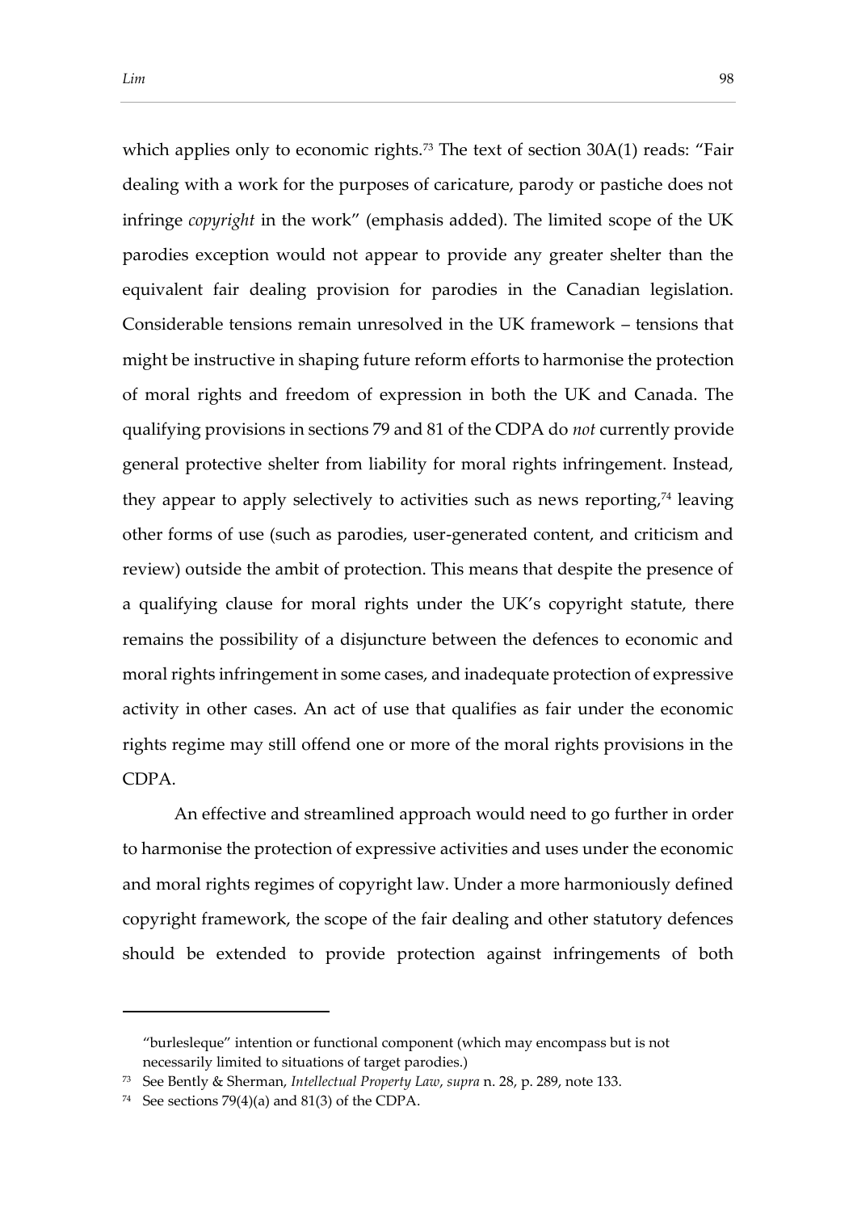which applies only to economic rights.[73] The text of section 30A(1) reads: "Fair dealing with a work for the purposes of caricature, parody or pastiche does not infringe *copyright* in the work" (emphasis added). The limited scope of the UK parodies exception would not appear to provide any greater shelter than the equivalent fair dealing provision for parodies in the Canadian legislation. Considerable tensions remain unresolved in the UK framework – tensions that might be instructive in shaping future reform efforts to harmonise the protection of moral rights and freedom of expression in both the UK and Canada. The qualifying provisions in sections 79 and 81 of the CDPA do *not* currently provide general protective shelter from liability for moral rights infringement. Instead, they appear to apply selectively to activities such as news reporting,[74] leaving other forms of use (such as parodies, user-generated content, and criticism and review) outside the ambit of protection. This means that despite the presence of a qualifying clause for moral rights under the UK's copyright statute, there remains the possibility of a disjuncture between the defences to economic and moral rights infringement in some cases, and inadequate protection of expressive activity in other cases. An act of use that qualifies as fair under the economic rights regime may still offend one or more of the moral rights provisions in the CDPA.

An effective and streamlined approach would need to go further in order to harmonise the protection of expressive activities and uses under the economic and moral rights regimes of copyright law. Under a more harmoniously defined copyright framework, the scope of the fair dealing and other statutory defences should be extended to provide protection against infringements of both

---

"burlesleque" intention or functional component (which may encompass but is not necessarily limited to situations of target parodies.)

[73] See Bently & Sherman, *Intellectual Property Law*, *supra* n. 28, p. 289, note 133.

[74] See sections 79(4)(a) and 81(3) of the CDPA.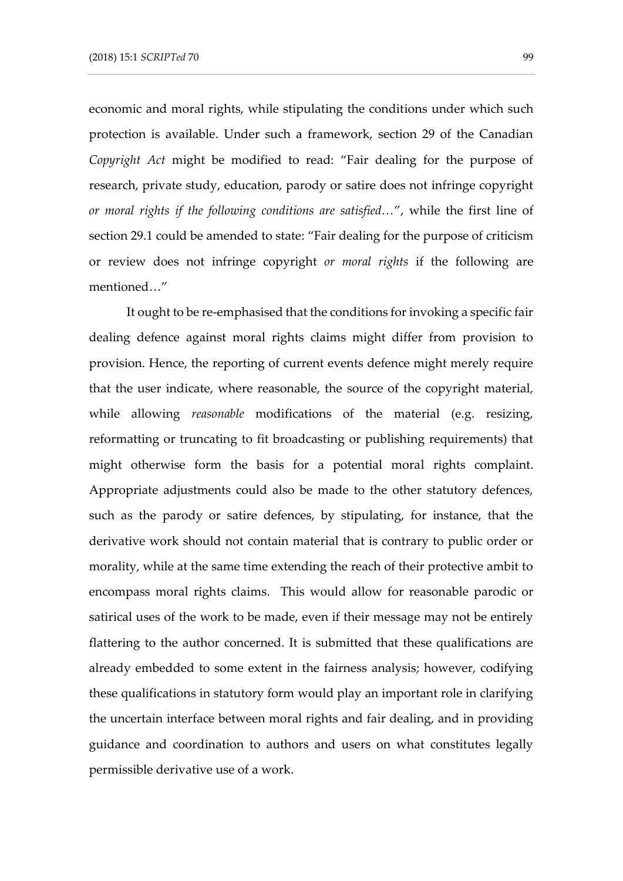economic and moral rights, while stipulating the conditions under which such protection is available. Under such a framework, section 29 of the Canadian *Copyright Act* might be modified to read: "Fair dealing for the purpose of research, private study, education, parody or satire does not infringe copyright *or moral rights if the following conditions are satisfied…*", while the first line of section 29.1 could be amended to state: "Fair dealing for the purpose of criticism or review does not infringe copyright *or moral rights* if the following are mentioned…"

It ought to be re-emphasised that the conditions for invoking a specific fair dealing defence against moral rights claims might differ from provision to provision. Hence, the reporting of current events defence might merely require that the user indicate, where reasonable, the source of the copyright material, while allowing *reasonable* modifications of the material (e.g. resizing, reformatting or truncating to fit broadcasting or publishing requirements) that might otherwise form the basis for a potential moral rights complaint. Appropriate adjustments could also be made to the other statutory defences, such as the parody or satire defences, by stipulating, for instance, that the derivative work should not contain material that is contrary to public order or morality, while at the same time extending the reach of their protective ambit to encompass moral rights claims. This would allow for reasonable parodic or satirical uses of the work to be made, even if their message may not be entirely flattering to the author concerned. It is submitted that these qualifications are already embedded to some extent in the fairness analysis; however, codifying these qualifications in statutory form would play an important role in clarifying the uncertain interface between moral rights and fair dealing, and in providing guidance and coordination to authors and users on what constitutes legally permissible derivative use of a work.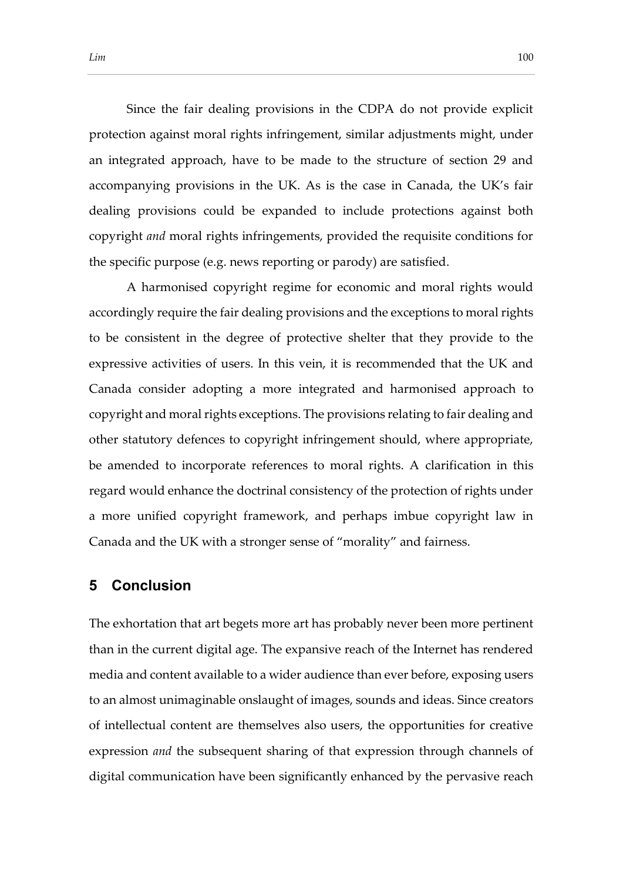Since the fair dealing provisions in the CDPA do not provide explicit protection against moral rights infringement, similar adjustments might, under an integrated approach, have to be made to the structure of section 29 and accompanying provisions in the UK. As is the case in Canada, the UK's fair dealing provisions could be expanded to include protections against both copyright *and* moral rights infringements, provided the requisite conditions for the specific purpose (e.g. news reporting or parody) are satisfied.

A harmonised copyright regime for economic and moral rights would accordingly require the fair dealing provisions and the exceptions to moral rights to be consistent in the degree of protective shelter that they provide to the expressive activities of users. In this vein, it is recommended that the UK and Canada consider adopting a more integrated and harmonised approach to copyright and moral rights exceptions. The provisions relating to fair dealing and other statutory defences to copyright infringement should, where appropriate, be amended to incorporate references to moral rights. A clarification in this regard would enhance the doctrinal consistency of the protection of rights under a more unified copyright framework, and perhaps imbue copyright law in Canada and the UK with a stronger sense of "morality" and fairness.

## 5 Conclusion

The exhortation that art begets more art has probably never been more pertinent than in the current digital age. The expansive reach of the Internet has rendered media and content available to a wider audience than ever before, exposing users to an almost unimaginable onslaught of images, sounds and ideas. Since creators of intellectual content are themselves also users, the opportunities for creative expression *and* the subsequent sharing of that expression through channels of digital communication have been significantly enhanced by the pervasive reach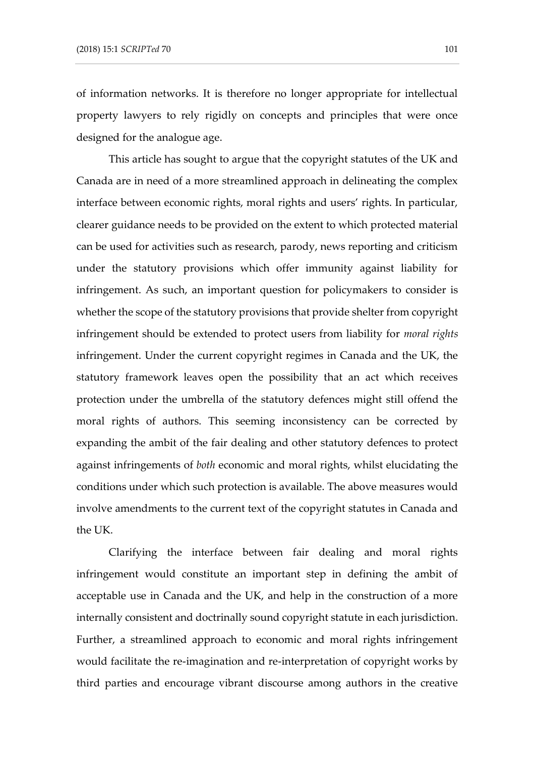of information networks. It is therefore no longer appropriate for intellectual property lawyers to rely rigidly on concepts and principles that were once designed for the analogue age.

This article has sought to argue that the copyright statutes of the UK and Canada are in need of a more streamlined approach in delineating the complex interface between economic rights, moral rights and users' rights. In particular, clearer guidance needs to be provided on the extent to which protected material can be used for activities such as research, parody, news reporting and criticism under the statutory provisions which offer immunity against liability for infringement. As such, an important question for policymakers to consider is whether the scope of the statutory provisions that provide shelter from copyright infringement should be extended to protect users from liability for *moral rights* infringement. Under the current copyright regimes in Canada and the UK, the statutory framework leaves open the possibility that an act which receives protection under the umbrella of the statutory defences might still offend the moral rights of authors. This seeming inconsistency can be corrected by expanding the ambit of the fair dealing and other statutory defences to protect against infringements of *both* economic and moral rights, whilst elucidating the conditions under which such protection is available. The above measures would involve amendments to the current text of the copyright statutes in Canada and the UK.

Clarifying the interface between fair dealing and moral rights infringement would constitute an important step in defining the ambit of acceptable use in Canada and the UK, and help in the construction of a more internally consistent and doctrinally sound copyright statute in each jurisdiction. Further, a streamlined approach to economic and moral rights infringement would facilitate the re-imagination and re-interpretation of copyright works by third parties and encourage vibrant discourse among authors in the creative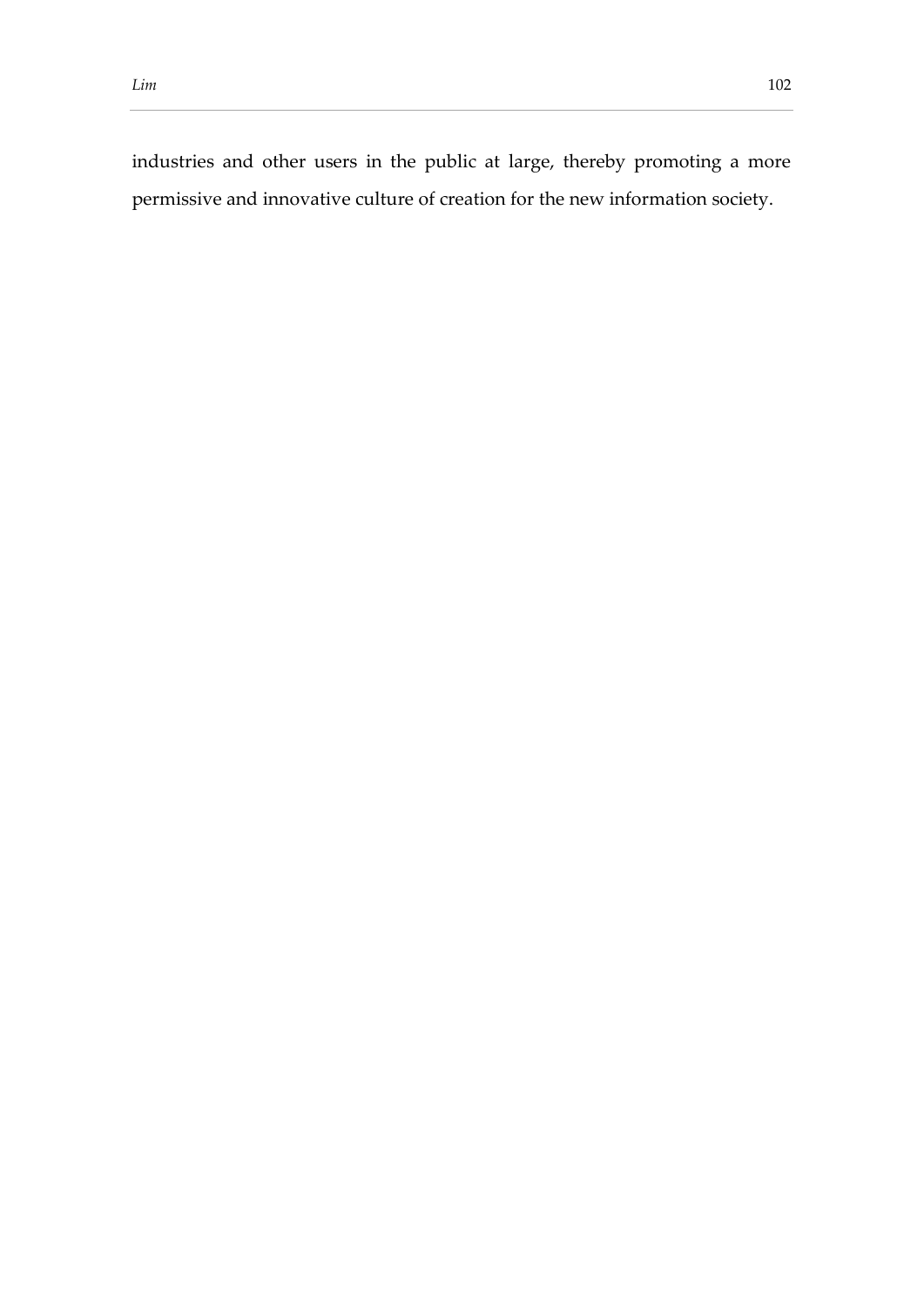industries and other users in the public at large, thereby promoting a more permissive and innovative culture of creation for the new information society.